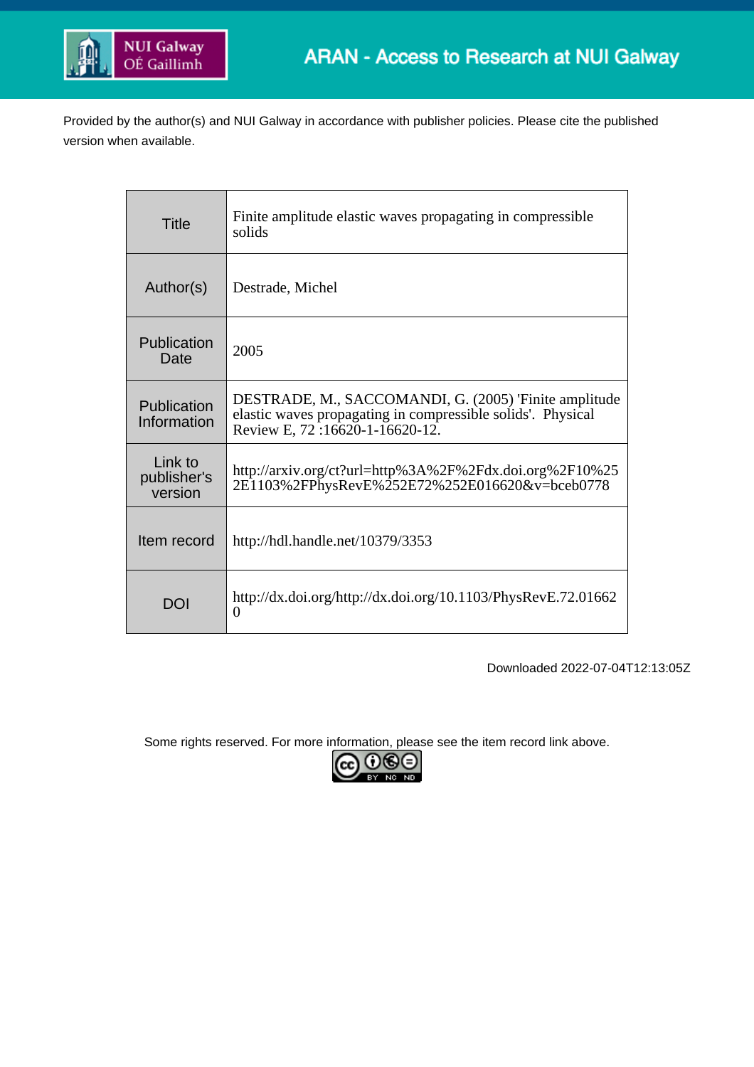Provided by the author(s) and NUI Galway in accordance with publisher policies. Please cite the published version when available.

| | |
|---|---|
| Title | Finite amplitude elastic waves propagating in compressible solids |
| Author(s) | Destrade, Michel |
| Publication Date | 2005 |
| Publication Information | DESTRADE, M., SACCOMANDI, G. (2005) 'Finite amplitude elastic waves propagating in compressible solids'. Physical Review E, 72 :16620-1-16620-12. |
| Link to publisher's version | http://arxiv.org/ct?url=http%3A%2F%2Fdx.doi.org%2F10%252E1103%2FPhysRevE%252E72%252E016620&v=bceb0778 |
| Item record | http://hdl.handle.net/10379/3353 |
| DOI | http://dx.doi.org/http://dx.doi.org/10.1103/PhysRevE.72.016620 |

Downloaded 2022-07-04T12:13:05Z

Some rights reserved. For more information, please see the item record link above.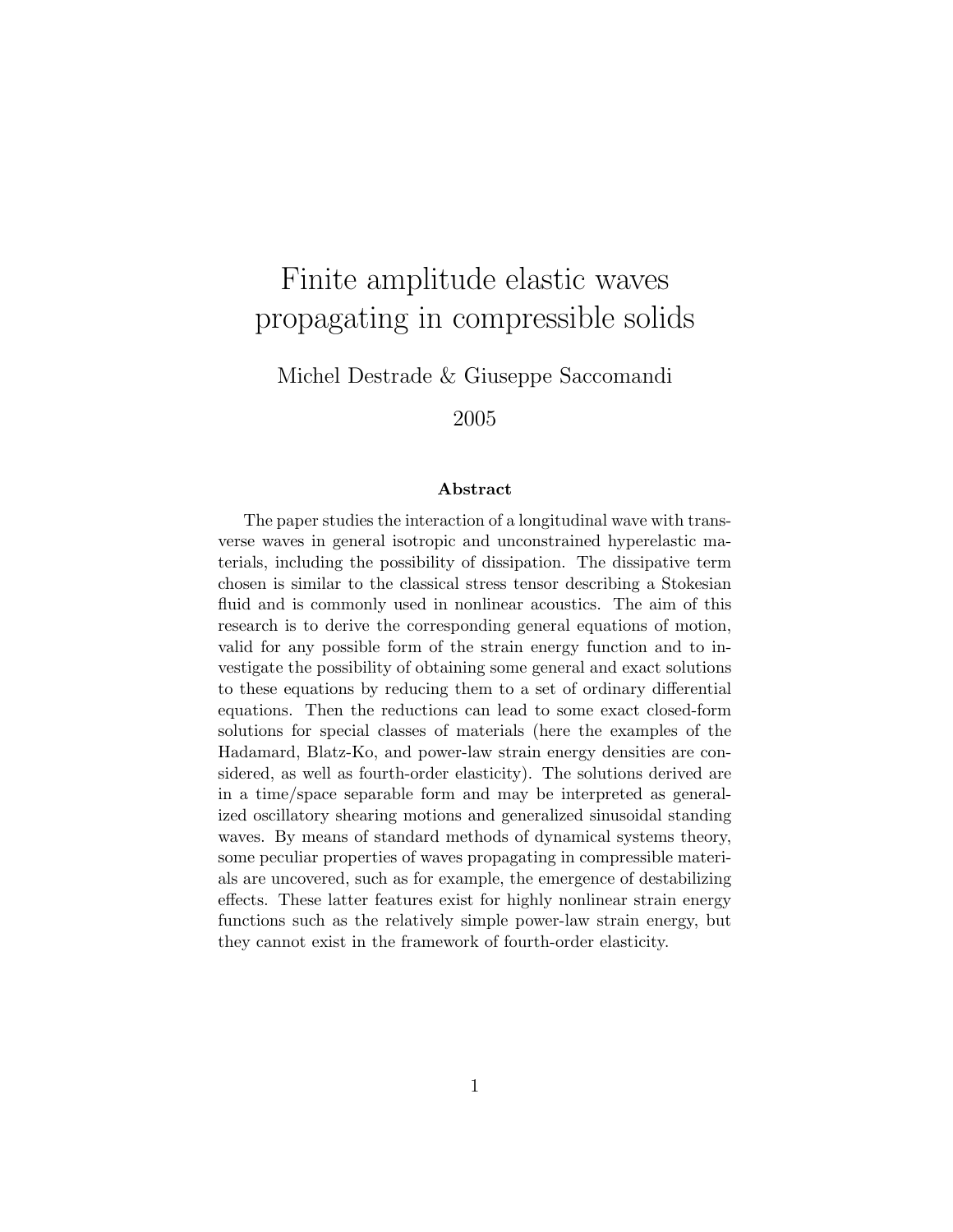# Finite amplitude elastic waves propagating in compressible solids

Michel Destrade & Giuseppe Saccomandi

2005

### Abstract

The paper studies the interaction of a longitudinal wave with transverse waves in general isotropic and unconstrained hyperelastic materials, including the possibility of dissipation. The dissipative term chosen is similar to the classical stress tensor describing a Stokesian fluid and is commonly used in nonlinear acoustics. The aim of this research is to derive the corresponding general equations of motion, valid for any possible form of the strain energy function and to investigate the possibility of obtaining some general and exact solutions to these equations by reducing them to a set of ordinary differential equations. Then the reductions can lead to some exact closed-form solutions for special classes of materials (here the examples of the Hadamard, Blatz-Ko, and power-law strain energy densities are considered, as well as fourth-order elasticity). The solutions derived are in a time/space separable form and may be interpreted as generalized oscillatory shearing motions and generalized sinusoidal standing waves. By means of standard methods of dynamical systems theory, some peculiar properties of waves propagating in compressible materials are uncovered, such as for example, the emergence of destabilizing effects. These latter features exist for highly nonlinear strain energy functions such as the relatively simple power-law strain energy, but they cannot exist in the framework of fourth-order elasticity.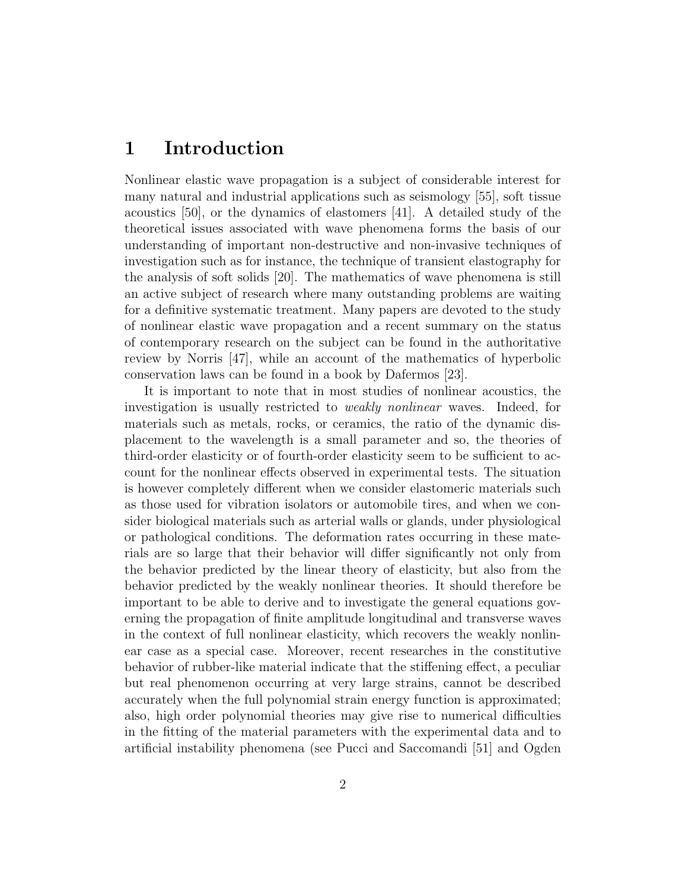# 1 Introduction

Nonlinear elastic wave propagation is a subject of considerable interest for many natural and industrial applications such as seismology [55], soft tissue acoustics [50], or the dynamics of elastomers [41]. A detailed study of the theoretical issues associated with wave phenomena forms the basis of our understanding of important non-destructive and non-invasive techniques of investigation such as for instance, the technique of transient elastography for the analysis of soft solids [20]. The mathematics of wave phenomena is still an active subject of research where many outstanding problems are waiting for a definitive systematic treatment. Many papers are devoted to the study of nonlinear elastic wave propagation and a recent summary on the status of contemporary research on the subject can be found in the authoritative review by Norris [47], while an account of the mathematics of hyperbolic conservation laws can be found in a book by Dafermos [23].

It is important to note that in most studies of nonlinear acoustics, the investigation is usually restricted to *weakly nonlinear* waves. Indeed, for materials such as metals, rocks, or ceramics, the ratio of the dynamic displacement to the wavelength is a small parameter and so, the theories of third-order elasticity or of fourth-order elasticity seem to be sufficient to account for the nonlinear effects observed in experimental tests. The situation is however completely different when we consider elastomeric materials such as those used for vibration isolators or automobile tires, and when we consider biological materials such as arterial walls or glands, under physiological or pathological conditions. The deformation rates occurring in these materials are so large that their behavior will differ significantly not only from the behavior predicted by the linear theory of elasticity, but also from the behavior predicted by the weakly nonlinear theories. It should therefore be important to be able to derive and to investigate the general equations governing the propagation of finite amplitude longitudinal and transverse waves in the context of full nonlinear elasticity, which recovers the weakly nonlinear case as a special case. Moreover, recent researches in the constitutive behavior of rubber-like material indicate that the stiffening effect, a peculiar but real phenomenon occurring at very large strains, cannot be described accurately when the full polynomial strain energy function is approximated; also, high order polynomial theories may give rise to numerical difficulties in the fitting of the material parameters with the experimental data and to artificial instability phenomena (see Pucci and Saccomandi [51] and Ogden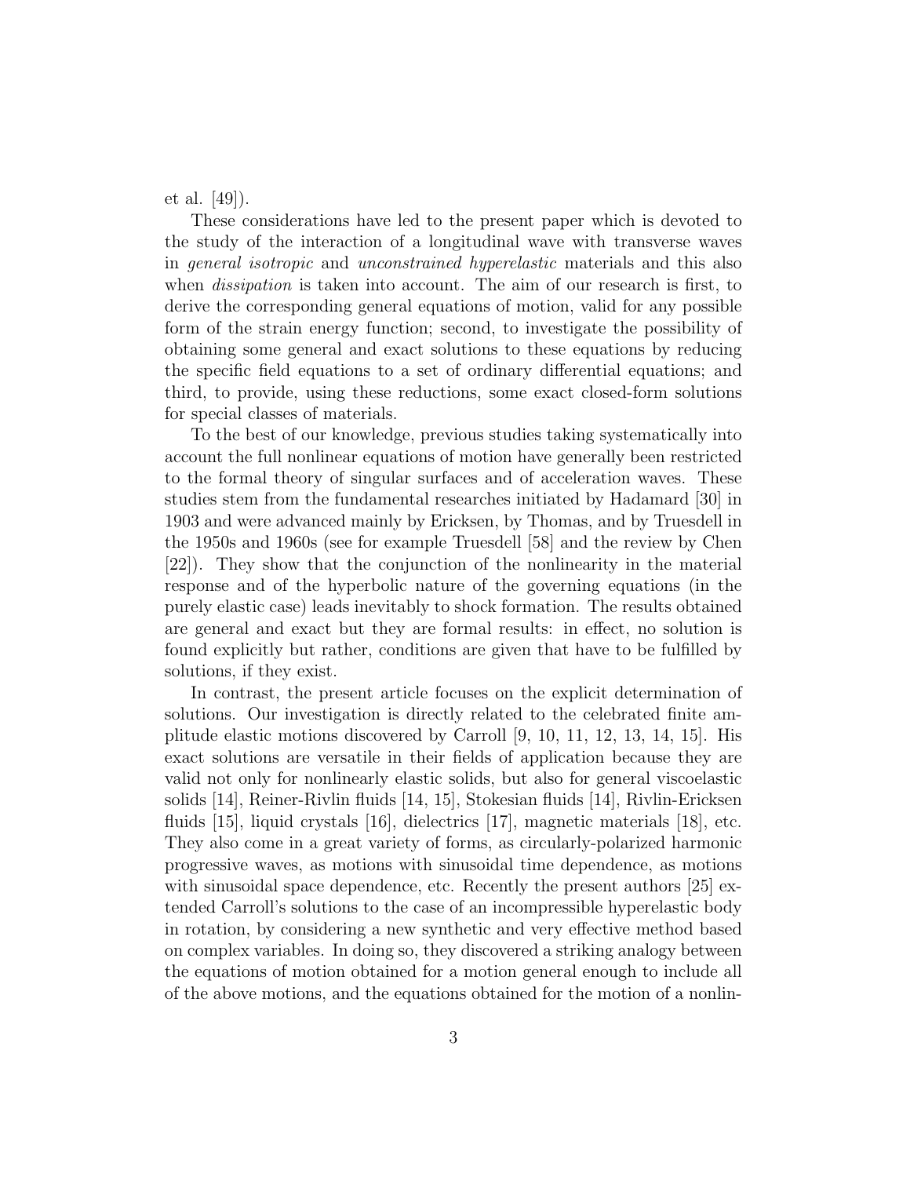et al. [49]).

These considerations have led to the present paper which is devoted to the study of the interaction of a longitudinal wave with transverse waves in *general isotropic* and *unconstrained hyperelastic* materials and this also when *dissipation* is taken into account. The aim of our research is first, to derive the corresponding general equations of motion, valid for any possible form of the strain energy function; second, to investigate the possibility of obtaining some general and exact solutions to these equations by reducing the specific field equations to a set of ordinary differential equations; and third, to provide, using these reductions, some exact closed-form solutions for special classes of materials.

To the best of our knowledge, previous studies taking systematically into account the full nonlinear equations of motion have generally been restricted to the formal theory of singular surfaces and of acceleration waves. These studies stem from the fundamental researches initiated by Hadamard [30] in 1903 and were advanced mainly by Ericksen, by Thomas, and by Truesdell in the 1950s and 1960s (see for example Truesdell [58] and the review by Chen [22]). They show that the conjunction of the nonlinearity in the material response and of the hyperbolic nature of the governing equations (in the purely elastic case) leads inevitably to shock formation. The results obtained are general and exact but they are formal results: in effect, no solution is found explicitly but rather, conditions are given that have to be fulfilled by solutions, if they exist.

In contrast, the present article focuses on the explicit determination of solutions. Our investigation is directly related to the celebrated finite amplitude elastic motions discovered by Carroll [9, 10, 11, 12, 13, 14, 15]. His exact solutions are versatile in their fields of application because they are valid not only for nonlinearly elastic solids, but also for general viscoelastic solids [14], Reiner-Rivlin fluids [14, 15], Stokesian fluids [14], Rivlin-Ericksen fluids [15], liquid crystals [16], dielectrics [17], magnetic materials [18], etc. They also come in a great variety of forms, as circularly-polarized harmonic progressive waves, as motions with sinusoidal time dependence, as motions with sinusoidal space dependence, etc. Recently the present authors [25] extended Carroll's solutions to the case of an incompressible hyperelastic body in rotation, by considering a new synthetic and very effective method based on complex variables. In doing so, they discovered a striking analogy between the equations of motion obtained for a motion general enough to include all of the above motions, and the equations obtained for the motion of a nonlin-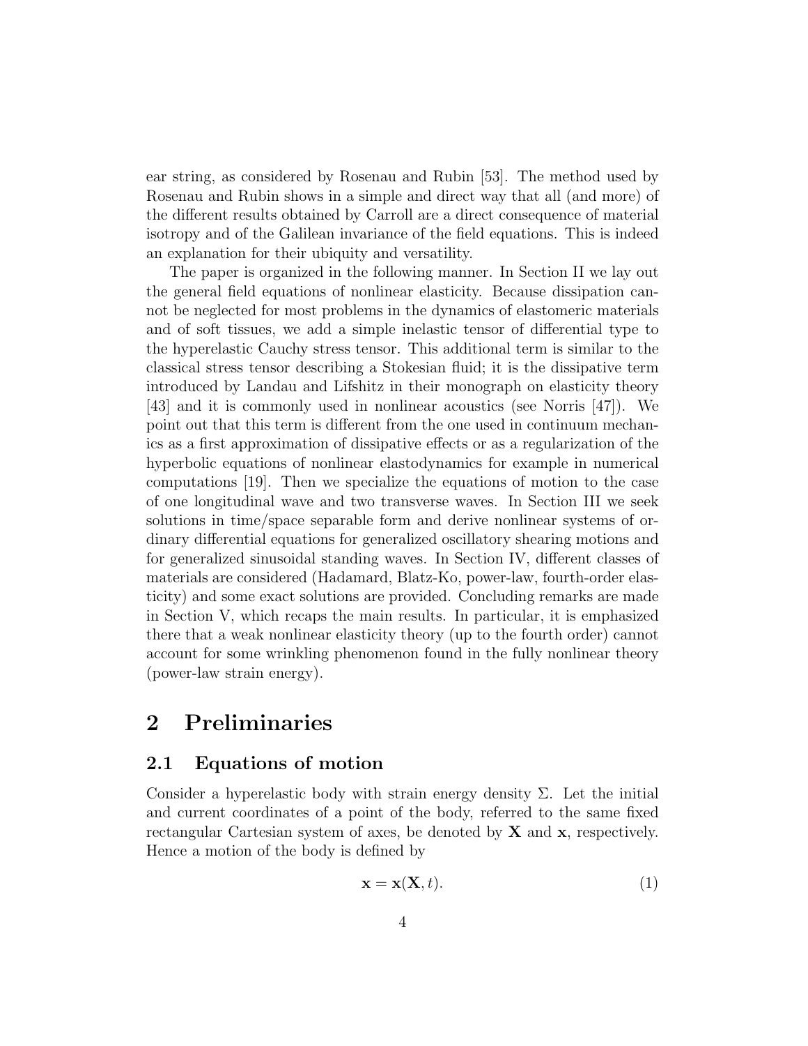ear string, as considered by Rosenau and Rubin [53]. The method used by Rosenau and Rubin shows in a simple and direct way that all (and more) of the different results obtained by Carroll are a direct consequence of material isotropy and of the Galilean invariance of the field equations. This is indeed an explanation for their ubiquity and versatility.

The paper is organized in the following manner. In Section II we lay out the general field equations of nonlinear elasticity. Because dissipation cannot be neglected for most problems in the dynamics of elastomeric materials and of soft tissues, we add a simple inelastic tensor of differential type to the hyperelastic Cauchy stress tensor. This additional term is similar to the classical stress tensor describing a Stokesian fluid; it is the dissipative term introduced by Landau and Lifshitz in their monograph on elasticity theory [43] and it is commonly used in nonlinear acoustics (see Norris [47]). We point out that this term is different from the one used in continuum mechanics as a first approximation of dissipative effects or as a regularization of the hyperbolic equations of nonlinear elastodynamics for example in numerical computations [19]. Then we specialize the equations of motion to the case of one longitudinal wave and two transverse waves. In Section III we seek solutions in time/space separable form and derive nonlinear systems of ordinary differential equations for generalized oscillatory shearing motions and for generalized sinusoidal standing waves. In Section IV, different classes of materials are considered (Hadamard, Blatz-Ko, power-law, fourth-order elasticity) and some exact solutions are provided. Concluding remarks are made in Section V, which recaps the main results. In particular, it is emphasized there that a weak nonlinear elasticity theory (up to the fourth order) cannot account for some wrinkling phenomenon found in the fully nonlinear theory (power-law strain energy).

# 2 Preliminaries

## 2.1 Equations of motion

Consider a hyperelastic body with strain energy density $\Sigma$. Let the initial and current coordinates of a point of the body, referred to the same fixed rectangular Cartesian system of axes, be denoted by $\mathbf{X}$ and $\mathbf{x}$, respectively. Hence a motion of the body is defined by

$$\mathbf{x} = \mathbf{x}(\mathbf{X}, t). \tag{1}$$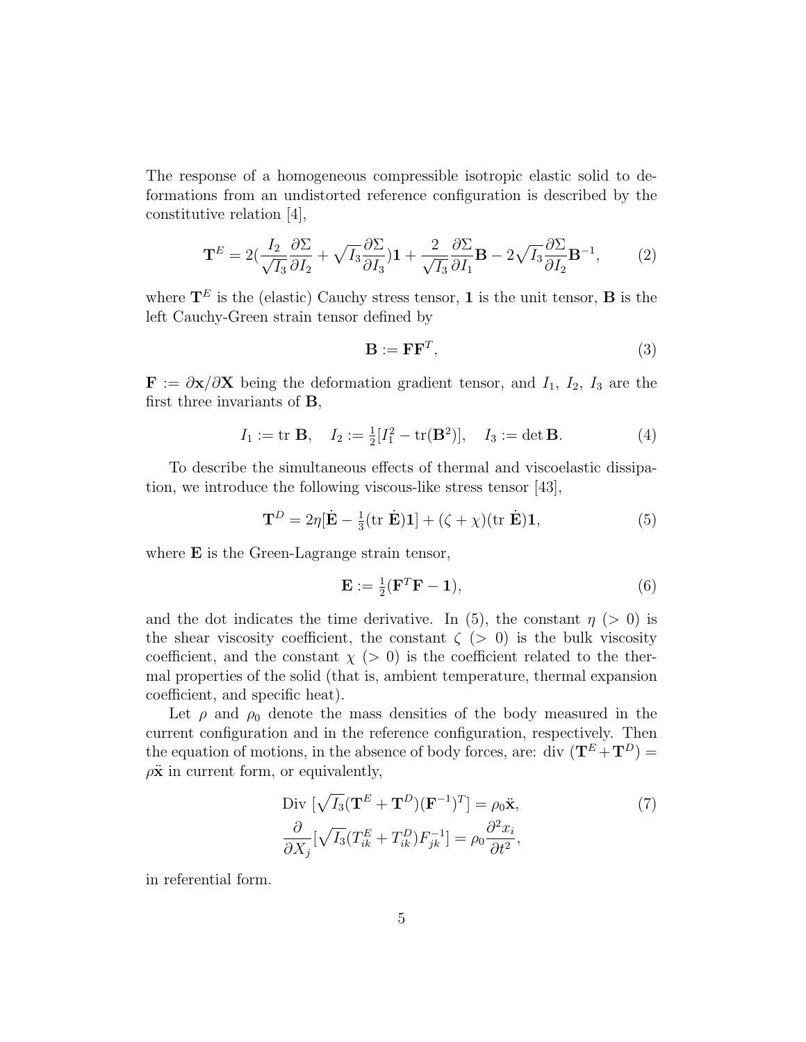The response of a homogeneous compressible isotropic elastic solid to deformations from an undistorted reference configuration is described by the constitutive relation [4],

$$\mathbf{T}^E = 2\Big(\frac{I_2}{\sqrt{I_3}}\frac{\partial \Sigma}{\partial I_2} + \sqrt{I_3}\frac{\partial \Sigma}{\partial I_3}\Big)\mathbf{1} + \frac{2}{\sqrt{I_3}}\frac{\partial \Sigma}{\partial I_1}\mathbf{B} - 2\sqrt{I_3}\frac{\partial \Sigma}{\partial I_2}\mathbf{B}^{-1}, \tag{2}$$

where $\mathbf{T}^E$ is the (elastic) Cauchy stress tensor, $\mathbf{1}$ is the unit tensor, $\mathbf{B}$ is the left Cauchy-Green strain tensor defined by

$$\mathbf{B} := \mathbf{F}\mathbf{F}^T, \tag{3}$$

$\mathbf{F} := \partial \mathbf{x}/\partial \mathbf{X}$ being the deformation gradient tensor, and $I_1$, $I_2$, $I_3$ are the first three invariants of $\mathbf{B}$,

$$I_1 := \text{tr}\ \mathbf{B}, \quad I_2 := \tfrac{1}{2}[I_1^2 - \text{tr}(\mathbf{B}^2)], \quad I_3 := \det \mathbf{B}. \tag{4}$$

To describe the simultaneous effects of thermal and viscoelastic dissipation, we introduce the following viscous-like stress tensor [43],

$$\mathbf{T}^D = 2\eta[\dot{\mathbf{E}} - \tfrac{1}{3}(\text{tr}\ \dot{\mathbf{E}})\mathbf{1}] + (\zeta + \chi)(\text{tr}\ \dot{\mathbf{E}})\mathbf{1}, \tag{5}$$

where $\mathbf{E}$ is the Green-Lagrange strain tensor,

$$\mathbf{E} := \tfrac{1}{2}(\mathbf{F}^T\mathbf{F} - \mathbf{1}), \tag{6}$$

and the dot indicates the time derivative. In (5), the constant $\eta$ ($> 0$) is the shear viscosity coefficient, the constant $\zeta$ ($> 0$) is the bulk viscosity coefficient, and the constant $\chi$ ($> 0$) is the coefficient related to the thermal properties of the solid (that is, ambient temperature, thermal expansion coefficient, and specific heat).

Let $\rho$ and $\rho_0$ denote the mass densities of the body measured in the current configuration and in the reference configuration, respectively. Then the equation of motions, in the absence of body forces, are: div $(\mathbf{T}^E + \mathbf{T}^D) = \rho\ddot{\mathbf{x}}$ in current form, or equivalently,

$$\begin{aligned} &\text{Div}\ [\sqrt{I_3}(\mathbf{T}^E + \mathbf{T}^D)(\mathbf{F}^{-1})^T] = \rho_0 \ddot{\mathbf{x}}, \\ &\frac{\partial}{\partial X_j}[\sqrt{I_3}(T^E_{ik} + T^D_{ik})F^{-1}_{jk}] = \rho_0 \frac{\partial^2 x_i}{\partial t^2}, \end{aligned} \tag{7}$$

in referential form.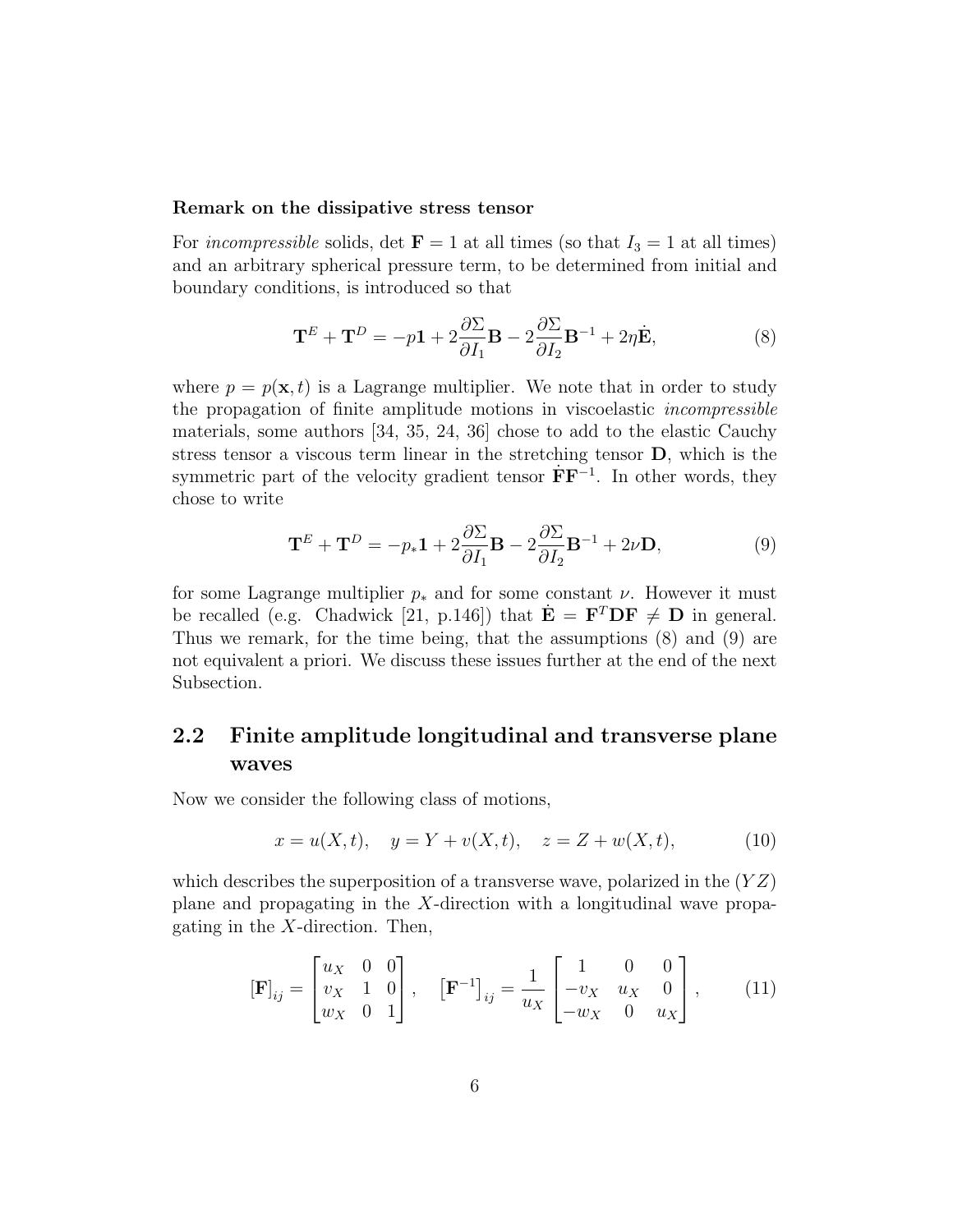**Remark on the dissipative stress tensor**

For *incompressible* solids, $\det \mathbf{F} = 1$ at all times (so that $I_3 = 1$ at all times) and an arbitrary spherical pressure term, to be determined from initial and boundary conditions, is introduced so that

$$\mathbf{T}^E + \mathbf{T}^D = -p\mathbf{1} + 2\frac{\partial \Sigma}{\partial I_1}\mathbf{B} - 2\frac{\partial \Sigma}{\partial I_2}\mathbf{B}^{-1} + 2\eta\dot{\mathbf{E}}, \tag{8}$$

where $p = p(\mathbf{x}, t)$ is a Lagrange multiplier. We note that in order to study the propagation of finite amplitude motions in viscoelastic *incompressible* materials, some authors [34, 35, 24, 36] chose to add to the elastic Cauchy stress tensor a viscous term linear in the stretching tensor $\mathbf{D}$, which is the symmetric part of the velocity gradient tensor $\dot{\mathbf{F}}\mathbf{F}^{-1}$. In other words, they chose to write

$$\mathbf{T}^E + \mathbf{T}^D = -p_*\mathbf{1} + 2\frac{\partial \Sigma}{\partial I_1}\mathbf{B} - 2\frac{\partial \Sigma}{\partial I_2}\mathbf{B}^{-1} + 2\nu\mathbf{D}, \tag{9}$$

for some Lagrange multiplier $p_*$ and for some constant $\nu$. However it must be recalled (e.g. Chadwick [21, p.146]) that $\dot{\mathbf{E}} = \mathbf{F}^T\mathbf{D}\mathbf{F} \neq \mathbf{D}$ in general. Thus we remark, for the time being, that the assumptions (8) and (9) are not equivalent a priori. We discuss these issues further at the end of the next Subsection.

## 2.2 Finite amplitude longitudinal and transverse plane waves

Now we consider the following class of motions,

$$x = u(X, t), \quad y = Y + v(X, t), \quad z = Z + w(X, t), \tag{10}$$

which describes the superposition of a transverse wave, polarized in the $(YZ)$ plane and propagating in the $X$-direction with a longitudinal wave propagating in the $X$-direction. Then,

$$[\mathbf{F}]_{ij} = \begin{bmatrix} u_X & 0 & 0 \\ v_X & 1 & 0 \\ w_X & 0 & 1 \end{bmatrix}, \quad \left[\mathbf{F}^{-1}\right]_{ij} = \frac{1}{u_X}\begin{bmatrix} 1 & 0 & 0 \\ -v_X & u_X & 0 \\ -w_X & 0 & u_X \end{bmatrix}, \tag{11}$$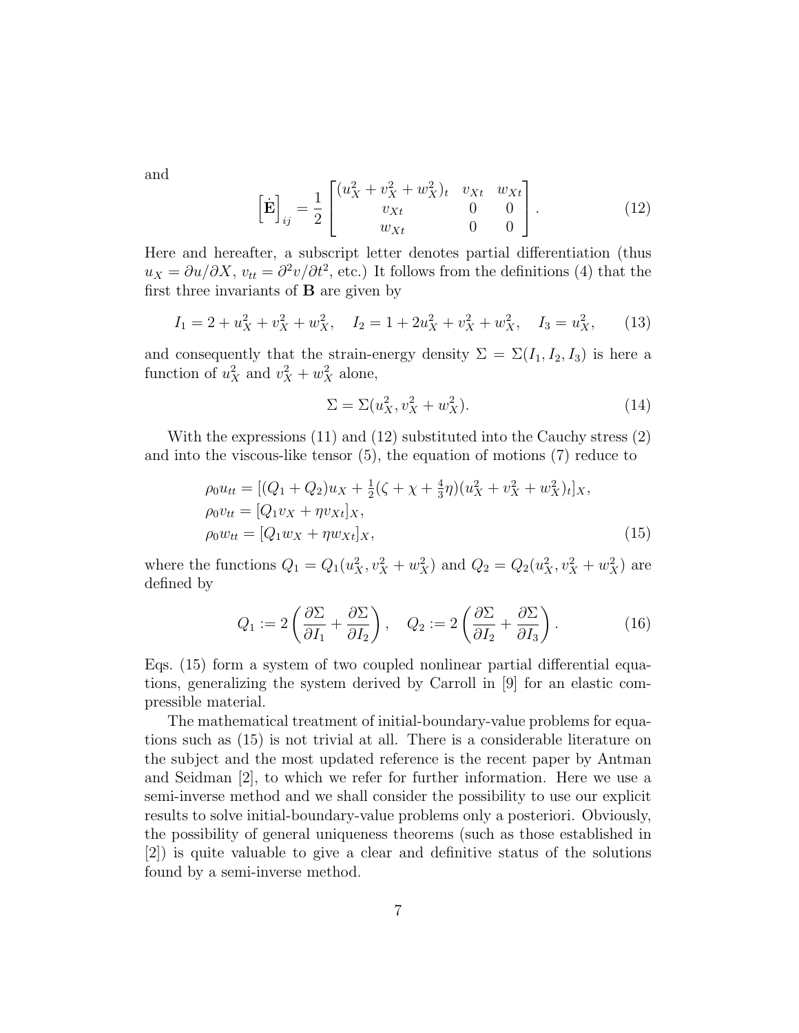and

$$\left[\dot{\mathbf{E}}\right]_{ij} = \frac{1}{2}\begin{bmatrix} (u_X^2 + v_X^2 + w_X^2)_t & v_{Xt} & w_{Xt} \\ v_{Xt} & 0 & 0 \\ w_{Xt} & 0 & 0 \end{bmatrix}. \tag{12}$$

Here and hereafter, a subscript letter denotes partial differentiation (thus $u_X = \partial u / \partial X$, $v_{tt} = \partial^2 v / \partial t^2$, etc.) It follows from the definitions (4) that the first three invariants of $\mathbf{B}$ are given by

$$I_1 = 2 + u_X^2 + v_X^2 + w_X^2, \quad I_2 = 1 + 2u_X^2 + v_X^2 + w_X^2, \quad I_3 = u_X^2, \tag{13}$$

and consequently that the strain-energy density $\Sigma = \Sigma(I_1, I_2, I_3)$ is here a function of $u_X^2$ and $v_X^2 + w_X^2$ alone,

$$\Sigma = \Sigma(u_X^2, v_X^2 + w_X^2). \tag{14}$$

With the expressions (11) and (12) substituted into the Cauchy stress (2) and into the viscous-like tensor (5), the equation of motions (7) reduce to

$$\begin{aligned}
&\rho_0 u_{tt} = [(Q_1 + Q_2)u_X + \tfrac{1}{2}(\zeta + \chi + \tfrac{4}{3}\eta)(u_X^2 + v_X^2 + w_X^2)_t]_X, \\
&\rho_0 v_{tt} = [Q_1 v_X + \eta v_{Xt}]_X, \\
&\rho_0 w_{tt} = [Q_1 w_X + \eta w_{Xt}]_X,
\end{aligned} \tag{15}$$

where the functions $Q_1 = Q_1(u_X^2, v_X^2 + w_X^2)$ and $Q_2 = Q_2(u_X^2, v_X^2 + w_X^2)$ are defined by

$$Q_1 := 2\left(\frac{\partial \Sigma}{\partial I_1} + \frac{\partial \Sigma}{\partial I_2}\right), \quad Q_2 := 2\left(\frac{\partial \Sigma}{\partial I_2} + \frac{\partial \Sigma}{\partial I_3}\right). \tag{16}$$

Eqs. (15) form a system of two coupled nonlinear partial differential equations, generalizing the system derived by Carroll in [9] for an elastic compressible material.

The mathematical treatment of initial-boundary-value problems for equations such as (15) is not trivial at all. There is a considerable literature on the subject and the most updated reference is the recent paper by Antman and Seidman [2], to which we refer for further information. Here we use a semi-inverse method and we shall consider the possibility to use our explicit results to solve initial-boundary-value problems only a posteriori. Obviously, the possibility of general uniqueness theorems (such as those established in [2]) is quite valuable to give a clear and definitive status of the solutions found by a semi-inverse method.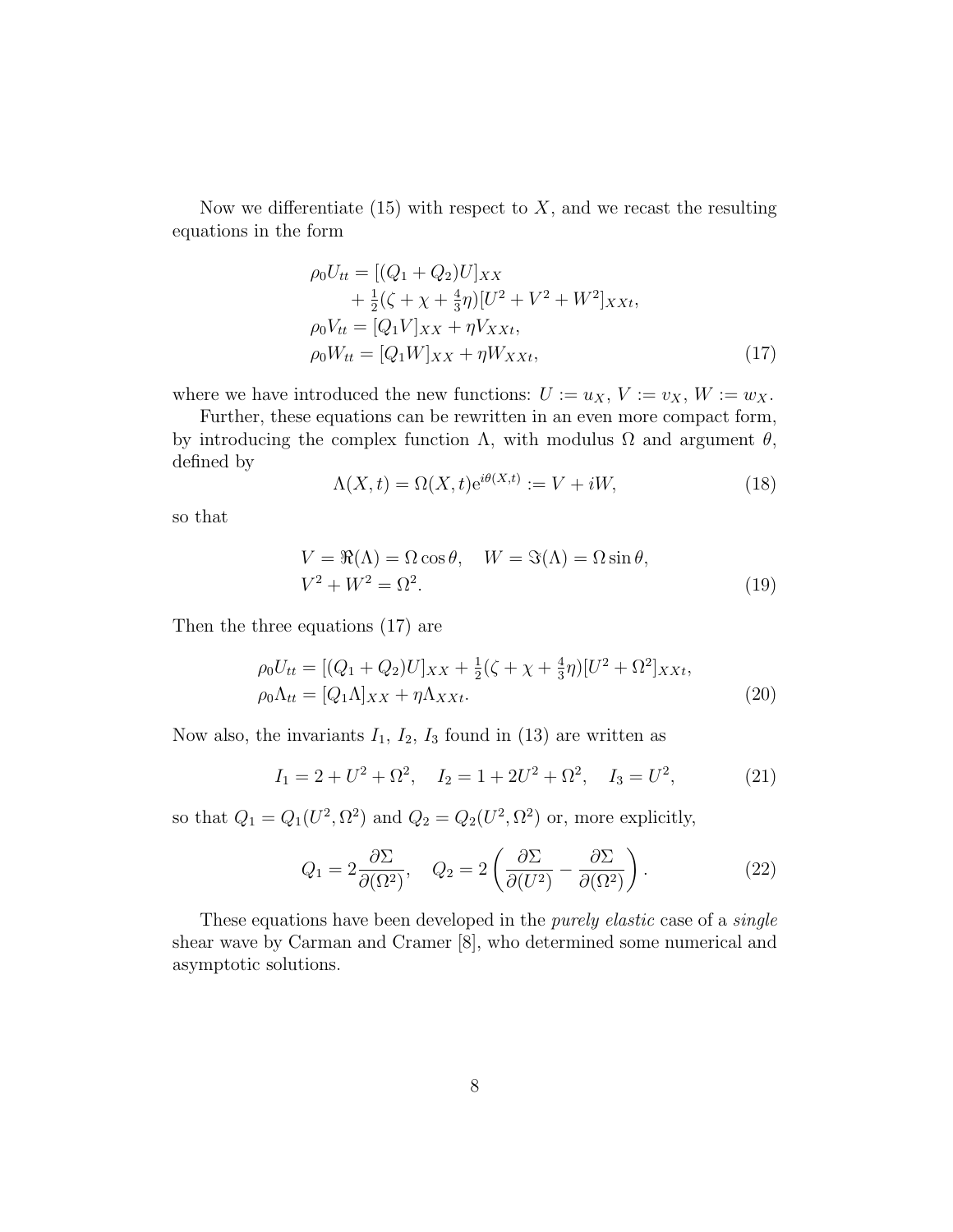Now we differentiate (15) with respect to $X$, and we recast the resulting equations in the form

$$
\begin{aligned}
\rho_0 U_{tt} &= [(Q_1 + Q_2)U]_{XX} \\
&\quad + \tfrac{1}{2}(\zeta + \chi + \tfrac{4}{3}\eta)[U^2 + V^2 + W^2]_{XXt}, \\
\rho_0 V_{tt} &= [Q_1 V]_{XX} + \eta V_{XXt}, \\
\rho_0 W_{tt} &= [Q_1 W]_{XX} + \eta W_{XXt},
\end{aligned}
\tag{17}
$$

where we have introduced the new functions: $U := u_X$, $V := v_X$, $W := w_X$.

Further, these equations can be rewritten in an even more compact form, by introducing the complex function $\Lambda$, with modulus $\Omega$ and argument $\theta$, defined by

$$
\Lambda(X,t) = \Omega(X,t)\mathrm{e}^{i\theta(X,t)} := V + iW, \tag{18}
$$

so that

$$
\begin{aligned}
&V = \Re(\Lambda) = \Omega\cos\theta, \quad W = \Im(\Lambda) = \Omega\sin\theta, \\
&V^2 + W^2 = \Omega^2.
\end{aligned}
\tag{19}
$$

Then the three equations (17) are

$$
\begin{aligned}
&\rho_0 U_{tt} = [(Q_1 + Q_2)U]_{XX} + \tfrac{1}{2}(\zeta + \chi + \tfrac{4}{3}\eta)[U^2 + \Omega^2]_{XXt}, \\
&\rho_0 \Lambda_{tt} = [Q_1 \Lambda]_{XX} + \eta \Lambda_{XXt}.
\end{aligned}
\tag{20}
$$

Now also, the invariants $I_1$, $I_2$, $I_3$ found in (13) are written as

$$
I_1 = 2 + U^2 + \Omega^2, \quad I_2 = 1 + 2U^2 + \Omega^2, \quad I_3 = U^2, \tag{21}
$$

so that $Q_1 = Q_1(U^2, \Omega^2)$ and $Q_2 = Q_2(U^2, \Omega^2)$ or, more explicitly,

$$
Q_1 = 2\frac{\partial \Sigma}{\partial(\Omega^2)}, \quad Q_2 = 2\left(\frac{\partial \Sigma}{\partial(U^2)} - \frac{\partial \Sigma}{\partial(\Omega^2)}\right). \tag{22}
$$

These equations have been developed in the *purely elastic* case of a *single* shear wave by Carman and Cramer [8], who determined some numerical and asymptotic solutions.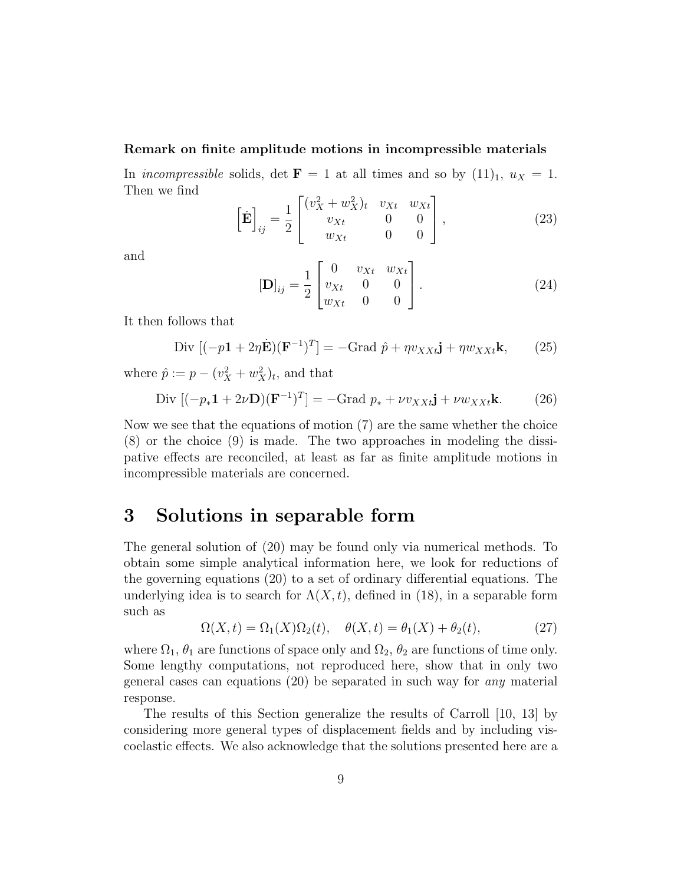**Remark on finite amplitude motions in incompressible materials**

In *incompressible* solids, $\det \mathbf{F} = 1$ at all times and so by $(11)_1$, $u_X = 1$. Then we find

$$
\left[\dot{\mathbf{E}}\right]_{ij} = \frac{1}{2}\begin{bmatrix} (v_X^2 + w_X^2)_t & v_{Xt} & w_{Xt} \\ v_{Xt} & 0 & 0 \\ w_{Xt} & 0 & 0 \end{bmatrix}, \tag{23}
$$

and

$$
[\mathbf{D}]_{ij} = \frac{1}{2}\begin{bmatrix} 0 & v_{Xt} & w_{Xt} \\ v_{Xt} & 0 & 0 \\ w_{Xt} & 0 & 0 \end{bmatrix}. \tag{24}
$$

It then follows that

$$
\text{Div}\,[(-p\mathbf{1} + 2\eta\dot{\mathbf{E}})(\mathbf{F}^{-1})^T] = -\text{Grad}\,\hat{p} + \eta v_{XXt}\mathbf{j} + \eta w_{XXt}\mathbf{k}, \tag{25}
$$

where $\hat{p} := p - (v_X^2 + w_X^2)_t$, and that

$$
\text{Div}\,[(-p_*\mathbf{1} + 2\nu\mathbf{D})(\mathbf{F}^{-1})^T] = -\text{Grad}\,p_* + \nu v_{XXt}\mathbf{j} + \nu w_{XXt}\mathbf{k}. \tag{26}
$$

Now we see that the equations of motion (7) are the same whether the choice (8) or the choice (9) is made. The two approaches in modeling the dissipative effects are reconciled, at least as far as finite amplitude motions in incompressible materials are concerned.

# 3 Solutions in separable form

The general solution of (20) may be found only via numerical methods. To obtain some simple analytical information here, we look for reductions of the governing equations (20) to a set of ordinary differential equations. The underlying idea is to search for $\Lambda(X,t)$, defined in (18), in a separable form such as

$$
\Omega(X,t) = \Omega_1(X)\Omega_2(t), \quad \theta(X,t) = \theta_1(X) + \theta_2(t), \tag{27}
$$

where $\Omega_1$, $\theta_1$ are functions of space only and $\Omega_2$, $\theta_2$ are functions of time only. Some lengthy computations, not reproduced here, show that in only two general cases can equations (20) be separated in such way for *any* material response.

The results of this Section generalize the results of Carroll [10, 13] by considering more general types of displacement fields and by including viscoelastic effects. We also acknowledge that the solutions presented here are a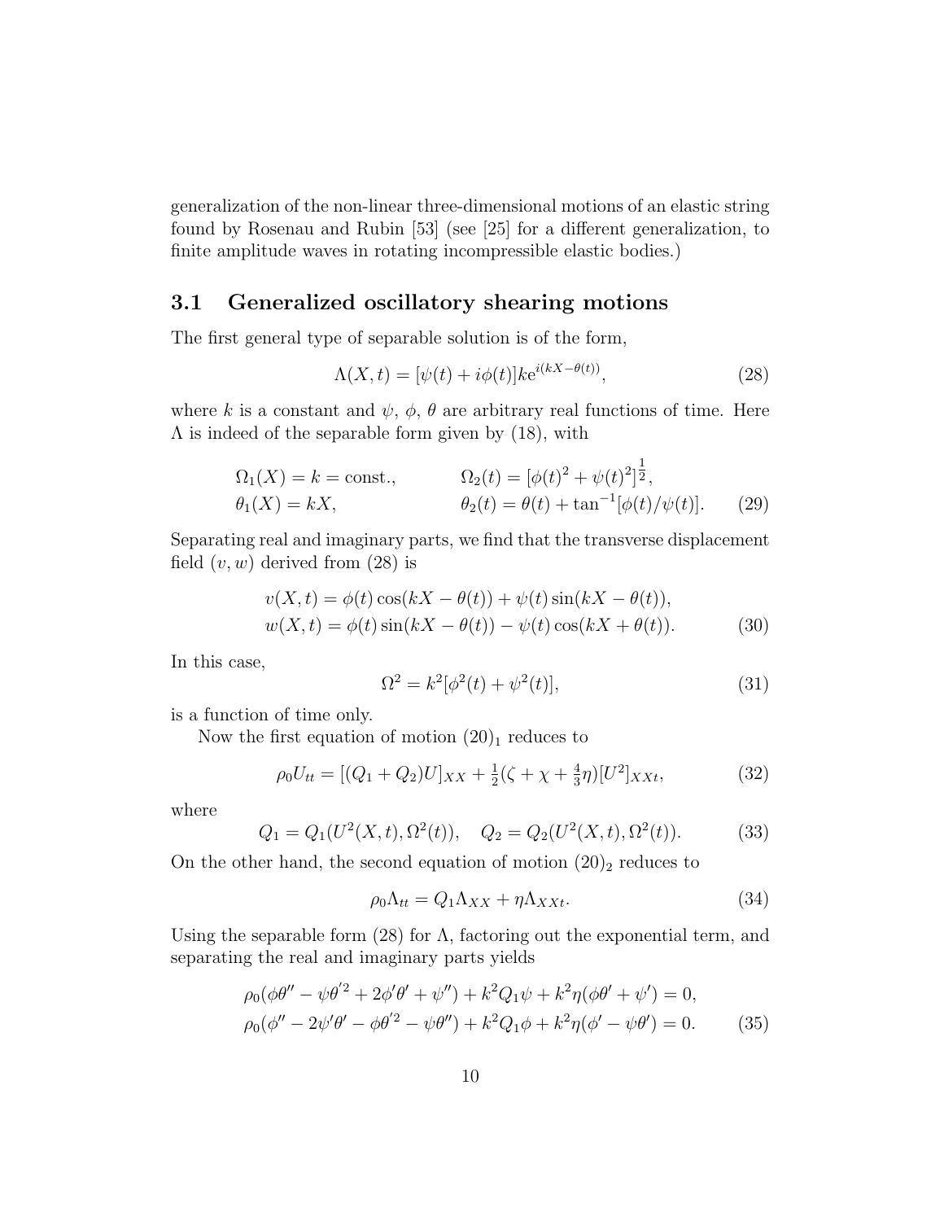generalization of the non-linear three-dimensional motions of an elastic string found by Rosenau and Rubin [53] (see [25] for a different generalization, to finite amplitude waves in rotating incompressible elastic bodies.)

## 3.1 Generalized oscillatory shearing motions

The first general type of separable solution is of the form,

$$\Lambda(X,t) = [\psi(t) + i\phi(t)]k\mathrm{e}^{i(kX-\theta(t))}, \tag{28}$$

where $k$ is a constant and $\psi$, $\phi$, $\theta$ are arbitrary real functions of time. Here $\Lambda$ is indeed of the separable form given by (18), with

$$\begin{aligned}
&\Omega_1(X) = k = \text{const.}, && \Omega_2(t) = [\phi(t)^2 + \psi(t)^2]^{\frac{1}{2}}, \\
&\theta_1(X) = kX, && \theta_2(t) = \theta(t) + \tan^{-1}[\phi(t)/\psi(t)].
\end{aligned} \tag{29}$$

Separating real and imaginary parts, we find that the transverse displacement field $(v, w)$ derived from (28) is

$$\begin{aligned}
v(X,t) &= \phi(t)\cos(kX - \theta(t)) + \psi(t)\sin(kX - \theta(t)), \\
w(X,t) &= \phi(t)\sin(kX - \theta(t)) - \psi(t)\cos(kX + \theta(t)).
\end{aligned} \tag{30}$$

In this case,

$$\Omega^2 = k^2[\phi^2(t) + \psi^2(t)], \tag{31}$$

is a function of time only.

Now the first equation of motion $(20)_1$ reduces to

$$\rho_0 U_{tt} = [(Q_1 + Q_2)U]_{XX} + \tfrac{1}{2}(\zeta + \chi + \tfrac{4}{3}\eta)[U^2]_{XXt}, \tag{32}$$

where

$$Q_1 = Q_1(U^2(X,t), \Omega^2(t)), \quad Q_2 = Q_2(U^2(X,t), \Omega^2(t)). \tag{33}$$

On the other hand, the second equation of motion $(20)_2$ reduces to

$$\rho_0 \Lambda_{tt} = Q_1 \Lambda_{XX} + \eta \Lambda_{XXt}. \tag{34}$$

Using the separable form (28) for $\Lambda$, factoring out the exponential term, and separating the real and imaginary parts yields

$$\begin{aligned}
&\rho_0(\phi\theta'' - \psi\theta'^2 + 2\phi'\theta' + \psi'') + k^2 Q_1 \psi + k^2\eta(\phi\theta' + \psi') = 0, \\
&\rho_0(\phi'' - 2\psi'\theta' - \phi\theta'^2 - \psi\theta'') + k^2 Q_1 \phi + k^2\eta(\phi' - \psi\theta') = 0.
\end{aligned} \tag{35}$$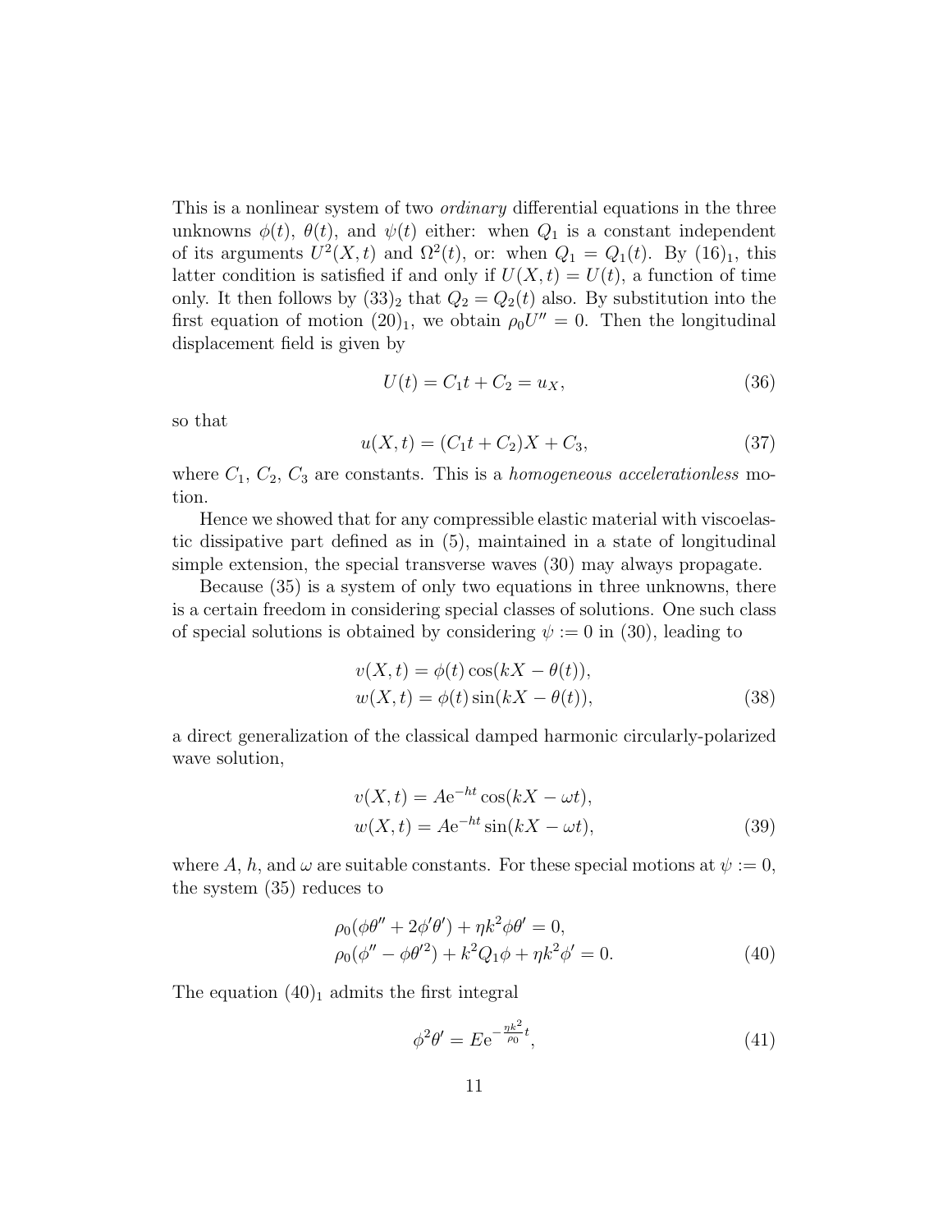This is a nonlinear system of two *ordinary* differential equations in the three unknowns $\phi(t)$, $\theta(t)$, and $\psi(t)$ either: when $Q_1$ is a constant independent of its arguments $U^2(X,t)$ and $\Omega^2(t)$, or: when $Q_1 = Q_1(t)$. By $(16)_1$, this latter condition is satisfied if and only if $U(X,t) = U(t)$, a function of time only. It then follows by $(33)_2$ that $Q_2 = Q_2(t)$ also. By substitution into the first equation of motion $(20)_1$, we obtain $\rho_0 U'' = 0$. Then the longitudinal displacement field is given by

$$U(t) = C_1 t + C_2 = u_X, \tag{36}$$

so that

$$u(X,t) = (C_1 t + C_2)X + C_3, \tag{37}$$

where $C_1$, $C_2$, $C_3$ are constants. This is a *homogeneous accelerationless* motion.

Hence we showed that for any compressible elastic material with viscoelastic dissipative part defined as in (5), maintained in a state of longitudinal simple extension, the special transverse waves (30) may always propagate.

Because (35) is a system of only two equations in three unknowns, there is a certain freedom in considering special classes of solutions. One such class of special solutions is obtained by considering $\psi := 0$ in (30), leading to

$$\begin{aligned}
v(X,t) &= \phi(t)\cos(kX - \theta(t)),\\
w(X,t) &= \phi(t)\sin(kX - \theta(t)),
\end{aligned} \tag{38}$$

a direct generalization of the classical damped harmonic circularly-polarized wave solution,

$$\begin{aligned}
v(X,t) &= A\mathrm{e}^{-ht}\cos(kX - \omega t),\\
w(X,t) &= A\mathrm{e}^{-ht}\sin(kX - \omega t),
\end{aligned} \tag{39}$$

where $A$, $h$, and $\omega$ are suitable constants. For these special motions at $\psi := 0$, the system (35) reduces to

$$\begin{aligned}
&\rho_0(\phi\theta'' + 2\phi'\theta') + \eta k^2 \phi\theta' = 0,\\
&\rho_0(\phi'' - \phi\theta'^2) + k^2 Q_1 \phi + \eta k^2 \phi' = 0.
\end{aligned} \tag{40}$$

The equation $(40)_1$ admits the first integral

$$\phi^2\theta' = E\mathrm{e}^{-\frac{\eta k^2}{\rho_0}t}, \tag{41}$$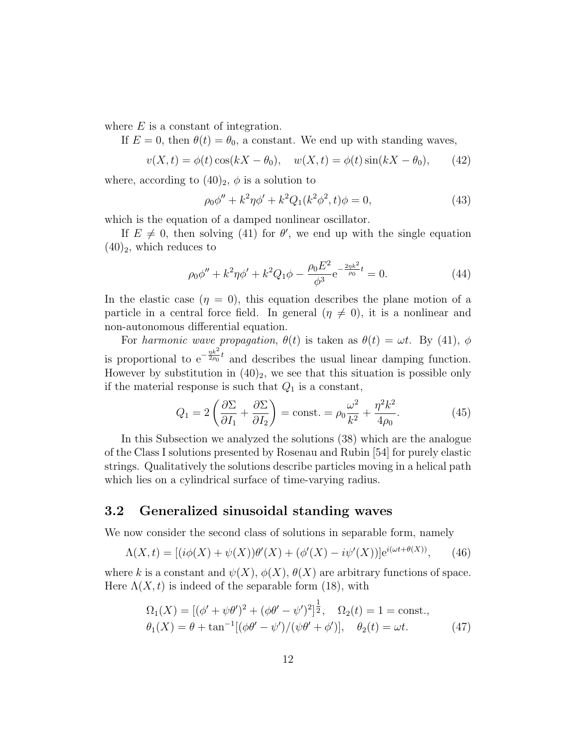where $E$ is a constant of integration.

If $E = 0$, then $\theta(t) = \theta_0$, a constant. We end up with standing waves,

$$v(X,t) = \phi(t)\cos(kX - \theta_0), \quad w(X,t) = \phi(t)\sin(kX - \theta_0), \tag{42}$$

where, according to $(40)_2$, $\phi$ is a solution to

$$\rho_0 \phi'' + k^2 \eta \phi' + k^2 Q_1(k^2\phi^2, t)\phi = 0, \tag{43}$$

which is the equation of a damped nonlinear oscillator.

If $E \neq 0$, then solving (41) for $\theta'$, we end up with the single equation $(40)_2$, which reduces to

$$\rho_0 \phi'' + k^2 \eta \phi' + k^2 Q_1 \phi - \frac{\rho_0 E^2}{\phi^3} \mathrm{e}^{-\frac{2\eta k^2}{\rho_0}t} = 0. \tag{44}$$

In the elastic case ($\eta = 0$), this equation describes the plane motion of a particle in a central force field. In general ($\eta \neq 0$), it is a nonlinear and non-autonomous differential equation.

For *harmonic wave propagation*, $\theta(t)$ is taken as $\theta(t) = \omega t$. By (41), $\phi$ is proportional to $\mathrm{e}^{-\frac{\eta k^2}{2\rho_0}t}$ and describes the usual linear damping function. However by substitution in $(40)_2$, we see that this situation is possible only if the material response is such that $Q_1$ is a constant,

$$Q_1 = 2\left(\frac{\partial \Sigma}{\partial I_1} + \frac{\partial \Sigma}{\partial I_2}\right) = \text{const.} = \rho_0 \frac{\omega^2}{k^2} + \frac{\eta^2 k^2}{4\rho_0}. \tag{45}$$

In this Subsection we analyzed the solutions (38) which are the analogue of the Class I solutions presented by Rosenau and Rubin [54] for purely elastic strings. Qualitatively the solutions describe particles moving in a helical path which lies on a cylindrical surface of time-varying radius.

## 3.2 Generalized sinusoidal standing waves

We now consider the second class of solutions in separable form, namely

$$\Lambda(X,t) = [(i\phi(X) + \psi(X))\theta'(X) + (\phi'(X) - i\psi'(X))]\mathrm{e}^{i(\omega t + \theta(X))}, \tag{46}$$

where $k$ is a constant and $\psi(X)$, $\phi(X)$, $\theta(X)$ are arbitrary functions of space. Here $\Lambda(X,t)$ is indeed of the separable form (18), with

$$\begin{aligned} &\Omega_1(X) = [(\phi' + \psi\theta')^2 + (\phi\theta' - \psi')^2]^{\frac{1}{2}}, \quad \Omega_2(t) = 1 = \text{const.}, \\ &\theta_1(X) = \theta + \tan^{-1}[(\phi\theta' - \psi')/(\psi\theta' + \phi')], \quad \theta_2(t) = \omega t. \end{aligned} \tag{47}$$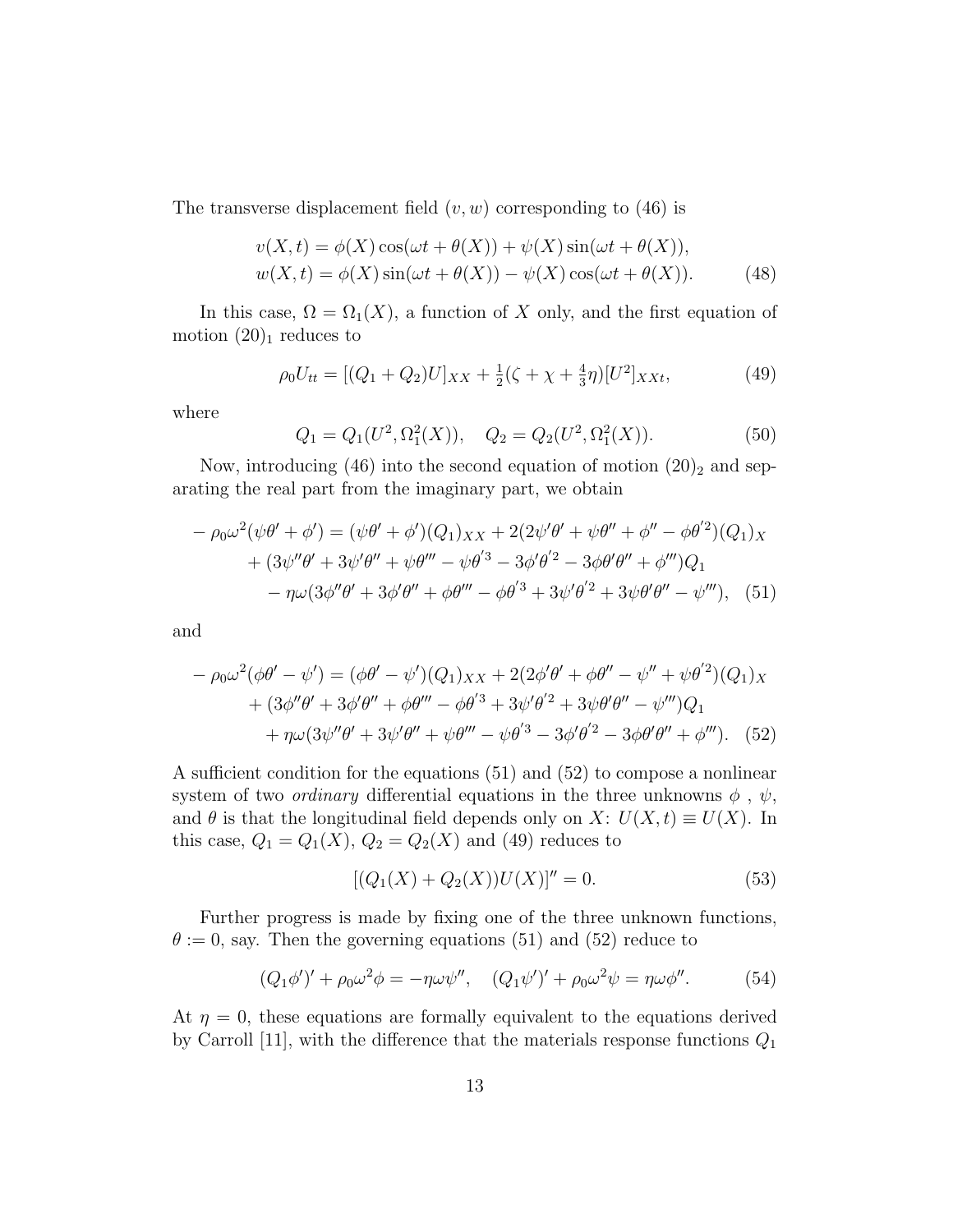The transverse displacement field $(v, w)$ corresponding to (46) is

$$
\begin{aligned}
v(X,t) &= \phi(X)\cos(\omega t + \theta(X)) + \psi(X)\sin(\omega t + \theta(X)),\\
w(X,t) &= \phi(X)\sin(\omega t + \theta(X)) - \psi(X)\cos(\omega t + \theta(X)).
\end{aligned} \tag{48}
$$

In this case, $\Omega = \Omega_1(X)$, a function of $X$ only, and the first equation of motion $(20)_1$ reduces to

$$
\rho_0 U_{tt} = [(Q_1 + Q_2)U]_{XX} + \tfrac{1}{2}(\zeta + \chi + \tfrac{4}{3}\eta)[U^2]_{XXt}, \tag{49}
$$

where

$$
Q_1 = Q_1(U^2, \Omega_1^2(X)), \quad Q_2 = Q_2(U^2, \Omega_1^2(X)). \tag{50}
$$

Now, introducing (46) into the second equation of motion $(20)_2$ and separating the real part from the imaginary part, we obtain

$$
\begin{aligned}
-\rho_0\omega^2(\psi\theta' + \phi') &= (\psi\theta' + \phi')(Q_1)_{XX} + 2(2\psi'\theta' + \psi\theta'' + \phi'' - \phi\theta'^2)(Q_1)_X\\
&\quad + (3\psi''\theta' + 3\psi'\theta'' + \psi\theta''' - \psi\theta'^3 - 3\phi'\theta'^2 - 3\phi\theta'\theta'' + \phi''')Q_1\\
&\quad - \eta\omega(3\phi''\theta' + 3\phi'\theta'' + \phi\theta''' - \phi\theta'^3 + 3\psi'\theta'^2 + 3\psi\theta'\theta'' - \psi'''),
\end{aligned} \tag{51}
$$

and

$$
\begin{aligned}
-\rho_0\omega^2(\phi\theta' - \psi') &= (\phi\theta' - \psi')(Q_1)_{XX} + 2(2\phi'\theta' + \phi\theta'' - \psi'' + \psi\theta'^2)(Q_1)_X\\
&\quad + (3\phi''\theta' + 3\phi'\theta'' + \phi\theta''' - \phi\theta'^3 + 3\psi'\theta'^2 + 3\psi\theta'\theta'' - \psi''')Q_1\\
&\quad + \eta\omega(3\psi''\theta' + 3\psi'\theta'' + \psi\theta''' - \psi\theta'^3 - 3\phi'\theta'^2 - 3\phi\theta'\theta'' + \phi''').
\end{aligned} \tag{52}
$$

A sufficient condition for the equations (51) and (52) to compose a nonlinear system of two *ordinary* differential equations in the three unknowns $\phi$ , $\psi$, and $\theta$ is that the longitudinal field depends only on $X$: $U(X,t) \equiv U(X)$. In this case, $Q_1 = Q_1(X)$, $Q_2 = Q_2(X)$ and (49) reduces to

$$
[(Q_1(X) + Q_2(X))U(X)]'' = 0. \tag{53}
$$

Further progress is made by fixing one of the three unknown functions, $\theta := 0$, say. Then the governing equations (51) and (52) reduce to

$$
(Q_1\phi')' + \rho_0\omega^2\phi = -\eta\omega\psi'', \quad (Q_1\psi')' + \rho_0\omega^2\psi = \eta\omega\phi''. \tag{54}
$$

At $\eta = 0$, these equations are formally equivalent to the equations derived by Carroll [11], with the difference that the materials response functions $Q_1$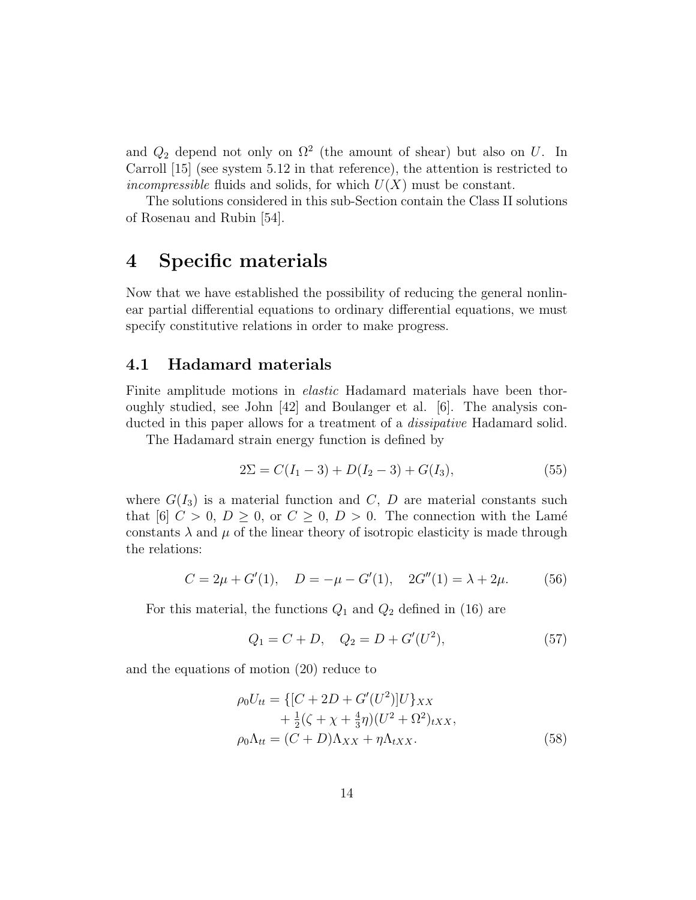and $Q_2$ depend not only on $\Omega^2$ (the amount of shear) but also on $U$. In Carroll [15] (see system 5.12 in that reference), the attention is restricted to *incompressible* fluids and solids, for which $U(X)$ must be constant.

The solutions considered in this sub-Section contain the Class II solutions of Rosenau and Rubin [54].

# 4 Specific materials

Now that we have established the possibility of reducing the general nonlinear partial differential equations to ordinary differential equations, we must specify constitutive relations in order to make progress.

## 4.1 Hadamard materials

Finite amplitude motions in *elastic* Hadamard materials have been thoroughly studied, see John [42] and Boulanger et al. [6]. The analysis conducted in this paper allows for a treatment of a *dissipative* Hadamard solid.

The Hadamard strain energy function is defined by

$$2\Sigma = C(I_1 - 3) + D(I_2 - 3) + G(I_3), \tag{55}$$

where $G(I_3)$ is a material function and $C$, $D$ are material constants such that [6] $C > 0$, $D \geq 0$, or $C \geq 0$, $D > 0$. The connection with the Lamé constants $\lambda$ and $\mu$ of the linear theory of isotropic elasticity is made through the relations:

$$C = 2\mu + G'(1), \quad D = -\mu - G'(1), \quad 2G''(1) = \lambda + 2\mu. \tag{56}$$

For this material, the functions $Q_1$ and $Q_2$ defined in (16) are

$$Q_1 = C + D, \quad Q_2 = D + G'(U^2), \tag{57}$$

and the equations of motion (20) reduce to

$$\begin{aligned}
\rho_0 U_{tt} &= \{[C + 2D + G'(U^2)]U\}_{XX} \\
&\quad + \tfrac{1}{2}(\zeta + \chi + \tfrac{4}{3}\eta)(U^2 + \Omega^2)_{tXX}, \\
\rho_0 \Lambda_{tt} &= (C + D)\Lambda_{XX} + \eta \Lambda_{tXX}.
\end{aligned} \tag{58}$$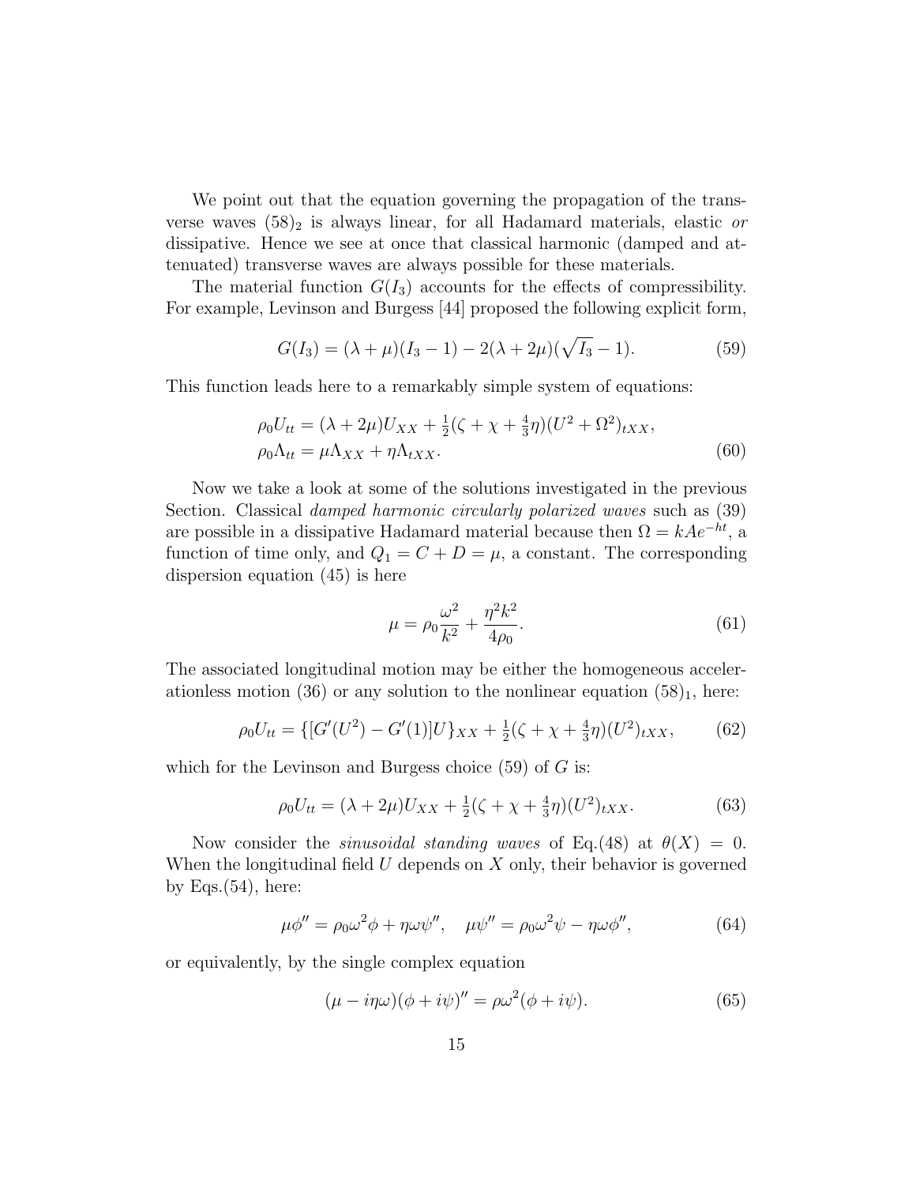We point out that the equation governing the propagation of the transverse waves $(58)_2$ is always linear, for all Hadamard materials, elastic *or* dissipative. Hence we see at once that classical harmonic (damped and attenuated) transverse waves are always possible for these materials.

The material function $G(I_3)$ accounts for the effects of compressibility. For example, Levinson and Burgess [44] proposed the following explicit form,

$$G(I_3) = (\lambda + \mu)(I_3 - 1) - 2(\lambda + 2\mu)(\sqrt{I_3} - 1). \tag{59}$$

This function leads here to a remarkably simple system of equations:

$$\begin{aligned} &\rho_0 U_{tt} = (\lambda + 2\mu) U_{XX} + \tfrac{1}{2}(\zeta + \chi + \tfrac{4}{3}\eta)(U^2 + \Omega^2)_{tXX}, \\ &\rho_0 \Lambda_{tt} = \mu \Lambda_{XX} + \eta \Lambda_{tXX}. \end{aligned} \tag{60}$$

Now we take a look at some of the solutions investigated in the previous Section. Classical *damped harmonic circularly polarized waves* such as (39) are possible in a dissipative Hadamard material because then $\Omega = kAe^{-ht}$, a function of time only, and $Q_1 = C + D = \mu$, a constant. The corresponding dispersion equation (45) is here

$$\mu = \rho_0 \frac{\omega^2}{k^2} + \frac{\eta^2 k^2}{4\rho_0}. \tag{61}$$

The associated longitudinal motion may be either the homogeneous accelerationless motion (36) or any solution to the nonlinear equation $(58)_1$, here:

$$\rho_0 U_{tt} = \{[G'(U^2) - G'(1)]U\}_{XX} + \tfrac{1}{2}(\zeta + \chi + \tfrac{4}{3}\eta)(U^2)_{tXX}, \tag{62}$$

which for the Levinson and Burgess choice (59) of $G$ is:

$$\rho_0 U_{tt} = (\lambda + 2\mu) U_{XX} + \tfrac{1}{2}(\zeta + \chi + \tfrac{4}{3}\eta)(U^2)_{tXX}. \tag{63}$$

Now consider the *sinusoidal standing waves* of Eq.(48) at $\theta(X) = 0$. When the longitudinal field $U$ depends on $X$ only, their behavior is governed by Eqs.(54), here:

$$\mu \phi'' = \rho_0 \omega^2 \phi + \eta \omega \psi'', \quad \mu \psi'' = \rho_0 \omega^2 \psi - \eta \omega \phi'', \tag{64}$$

or equivalently, by the single complex equation

$$(\mu - i\eta\omega)(\phi + i\psi)'' = \rho\omega^2(\phi + i\psi). \tag{65}$$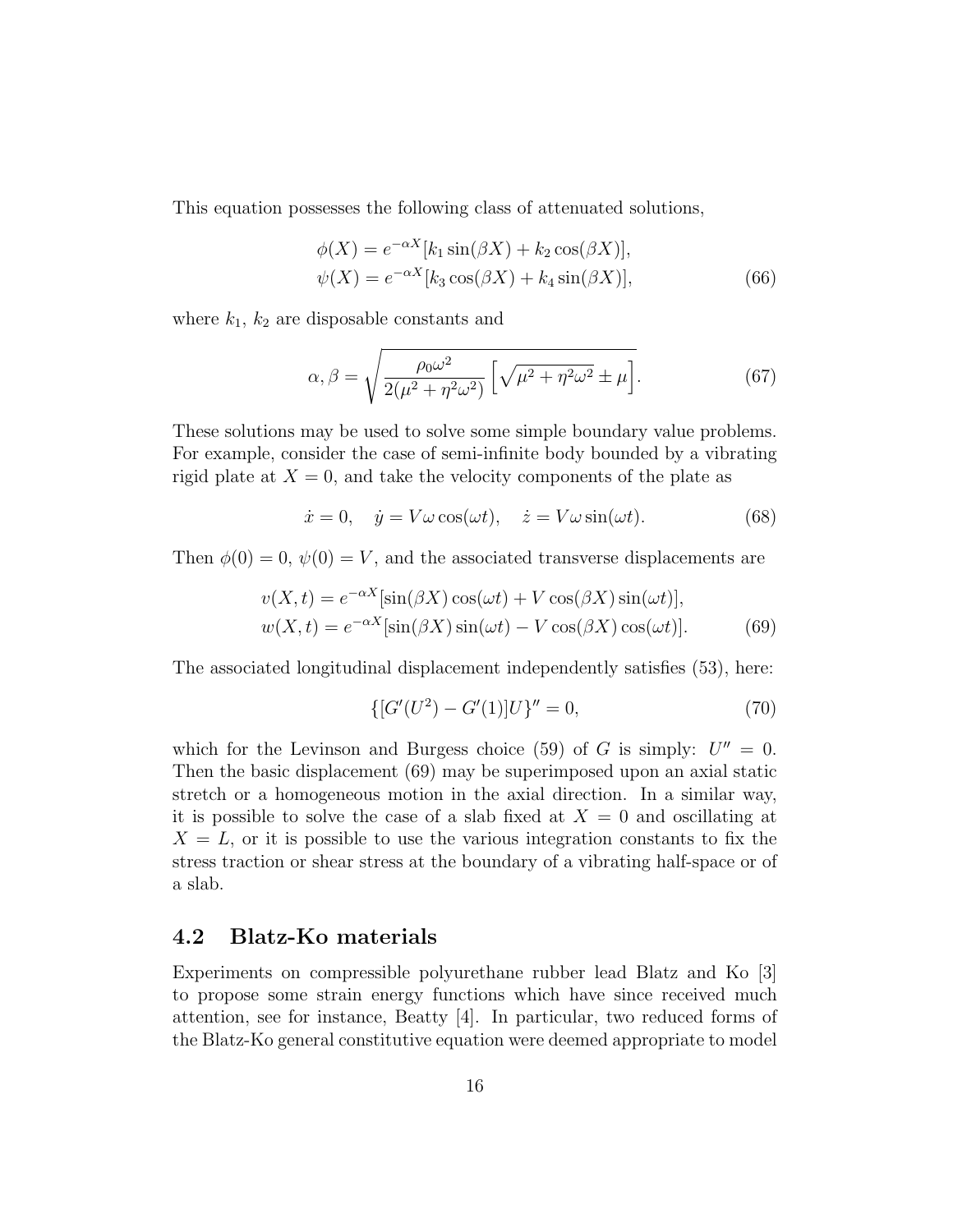This equation possesses the following class of attenuated solutions,

$$
\begin{aligned}
\phi(X) &= e^{-\alpha X}[k_1 \sin(\beta X) + k_2 \cos(\beta X)], \\
\psi(X) &= e^{-\alpha X}[k_3 \cos(\beta X) + k_4 \sin(\beta X)],
\end{aligned} \tag{66}
$$

where $k_1$, $k_2$ are disposable constants and

$$
\alpha, \beta = \sqrt{\frac{\rho_0 \omega^2}{2(\mu^2 + \eta^2 \omega^2)} \left[ \sqrt{\mu^2 + \eta^2 \omega^2} \pm \mu \right]}. \tag{67}
$$

These solutions may be used to solve some simple boundary value problems. For example, consider the case of semi-infinite body bounded by a vibrating rigid plate at $X = 0$, and take the velocity components of the plate as

$$
\dot{x} = 0, \quad \dot{y} = V\omega \cos(\omega t), \quad \dot{z} = V\omega \sin(\omega t). \tag{68}
$$

Then $\phi(0) = 0$, $\psi(0) = V$, and the associated transverse displacements are

$$
\begin{aligned}
v(X,t) &= e^{-\alpha X}[\sin(\beta X) \cos(\omega t) + V \cos(\beta X) \sin(\omega t)], \\
w(X,t) &= e^{-\alpha X}[\sin(\beta X) \sin(\omega t) - V \cos(\beta X) \cos(\omega t)].
\end{aligned} \tag{69}
$$

The associated longitudinal displacement independently satisfies (53), here:

$$
\{[G'(U^2) - G'(1)]U\}'' = 0, \tag{70}
$$

which for the Levinson and Burgess choice (59) of $G$ is simply: $U'' = 0$. Then the basic displacement (69) may be superimposed upon an axial static stretch or a homogeneous motion in the axial direction. In a similar way, it is possible to solve the case of a slab fixed at $X = 0$ and oscillating at $X = L$, or it is possible to use the various integration constants to fix the stress traction or shear stress at the boundary of a vibrating half-space or of a slab.

## 4.2 Blatz-Ko materials

Experiments on compressible polyurethane rubber lead Blatz and Ko [3] to propose some strain energy functions which have since received much attention, see for instance, Beatty [4]. In particular, two reduced forms of the Blatz-Ko general constitutive equation were deemed appropriate to model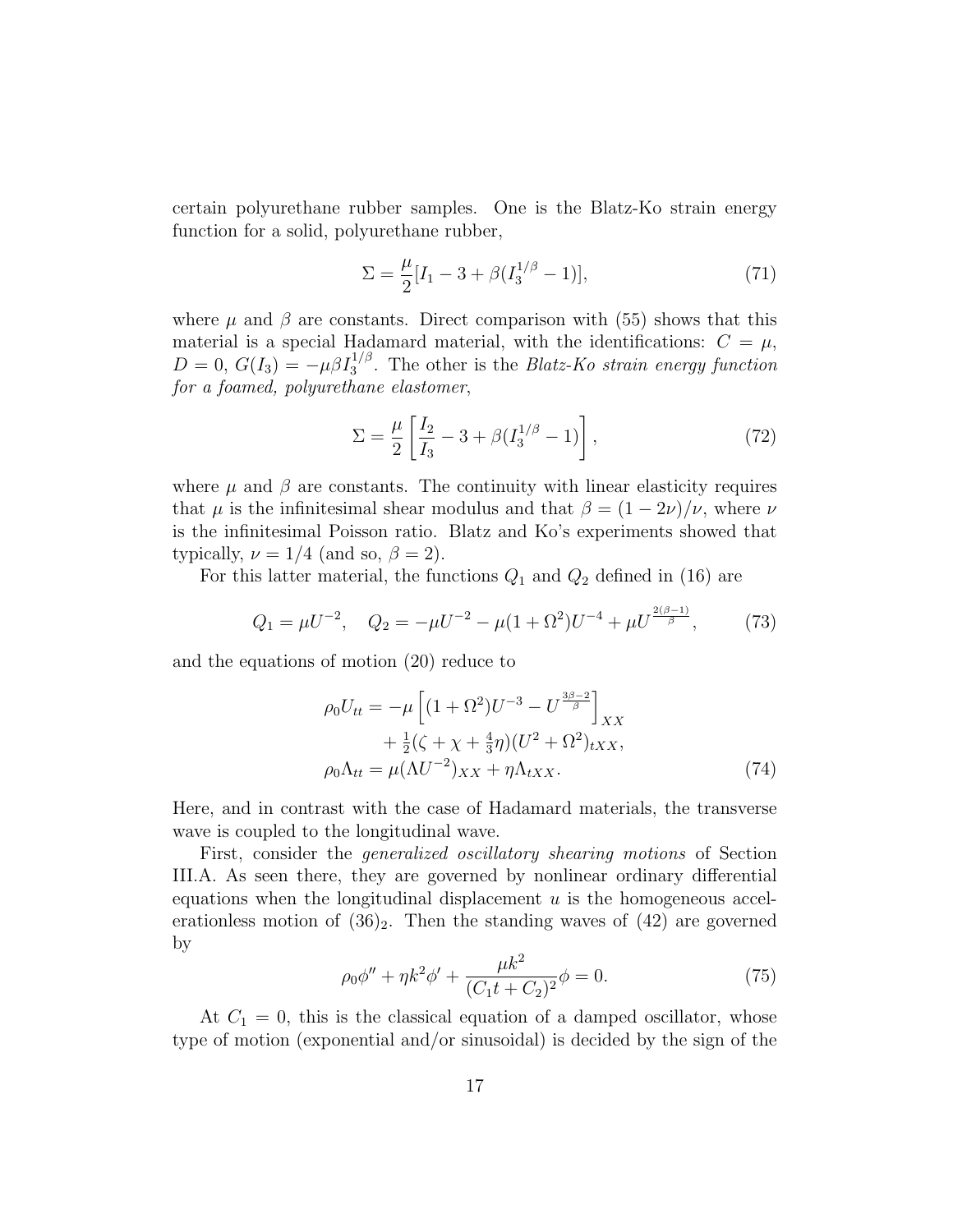certain polyurethane rubber samples. One is the Blatz-Ko strain energy function for a solid, polyurethane rubber,

$$\Sigma = \frac{\mu}{2}[I_1 - 3 + \beta(I_3^{1/\beta} - 1)], \tag{71}$$

where $\mu$ and $\beta$ are constants. Direct comparison with (55) shows that this material is a special Hadamard material, with the identifications: $C = \mu$, $D = 0$, $G(I_3) = -\mu\beta I_3^{1/\beta}$. The other is the *Blatz-Ko strain energy function for a foamed, polyurethane elastomer*,

$$\Sigma = \frac{\mu}{2}\left[\frac{I_2}{I_3} - 3 + \beta(I_3^{1/\beta} - 1)\right], \tag{72}$$

where $\mu$ and $\beta$ are constants. The continuity with linear elasticity requires that $\mu$ is the infinitesimal shear modulus and that $\beta = (1 - 2\nu)/\nu$, where $\nu$ is the infinitesimal Poisson ratio. Blatz and Ko's experiments showed that typically, $\nu = 1/4$ (and so, $\beta = 2$).

For this latter material, the functions $Q_1$ and $Q_2$ defined in (16) are

$$Q_1 = \mu U^{-2}, \quad Q_2 = -\mu U^{-2} - \mu(1 + \Omega^2)U^{-4} + \mu U^{\frac{2(\beta-1)}{\beta}}, \tag{73}$$

and the equations of motion (20) reduce to

$$\begin{aligned}
\rho_0 U_{tt} &= -\mu\left[(1 + \Omega^2)U^{-3} - U^{\frac{3\beta-2}{\beta}}\right]_{XX} \\
&\quad + \tfrac{1}{2}(\zeta + \chi + \tfrac{4}{3}\eta)(U^2 + \Omega^2)_{tXX}, \\
\rho_0 \Lambda_{tt} &= \mu(\Lambda U^{-2})_{XX} + \eta\Lambda_{tXX}.
\end{aligned} \tag{74}$$

Here, and in contrast with the case of Hadamard materials, the transverse wave is coupled to the longitudinal wave.

First, consider the *generalized oscillatory shearing motions* of Section III.A. As seen there, they are governed by nonlinear ordinary differential equations when the longitudinal displacement $u$ is the homogeneous accelerationless motion of $(36)_2$. Then the standing waves of (42) are governed by

$$\rho_0\phi'' + \eta k^2\phi' + \frac{\mu k^2}{(C_1 t + C_2)^2}\phi = 0. \tag{75}$$

At $C_1 = 0$, this is the classical equation of a damped oscillator, whose type of motion (exponential and/or sinusoidal) is decided by the sign of the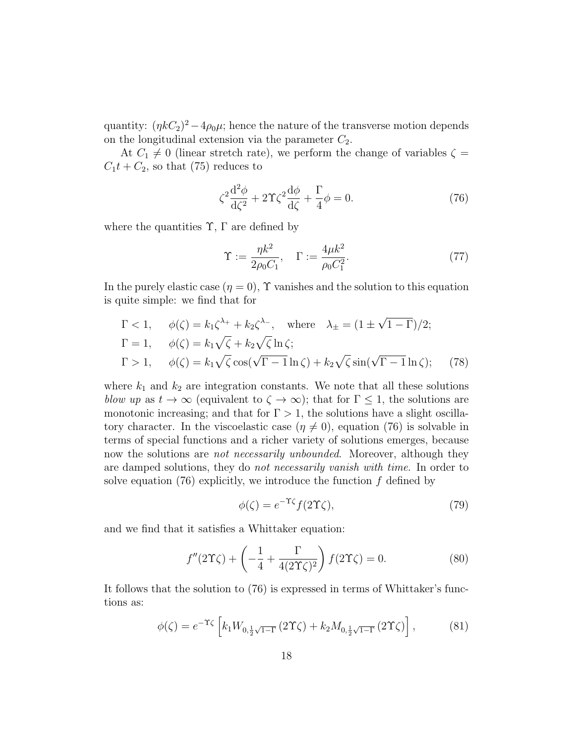quantity: $(\eta k C_2)^2 - 4\rho_0\mu$; hence the nature of the transverse motion depends on the longitudinal extension via the parameter $C_2$.

At $C_1 \neq 0$ (linear stretch rate), we perform the change of variables $\zeta = C_1 t + C_2$, so that (75) reduces to

$$\zeta^2 \frac{\mathrm{d}^2\phi}{\mathrm{d}\zeta^2} + 2\Upsilon\zeta^2 \frac{\mathrm{d}\phi}{\mathrm{d}\zeta} + \frac{\Gamma}{4}\phi = 0. \tag{76}$$

where the quantities $\Upsilon$, $\Gamma$ are defined by

$$\Upsilon := \frac{\eta k^2}{2\rho_0 C_1}, \quad \Gamma := \frac{4\mu k^2}{\rho_0 C_1^2}. \tag{77}$$

In the purely elastic case ($\eta = 0$), $\Upsilon$ vanishes and the solution to this equation is quite simple: we find that for

$$\begin{aligned}
&\Gamma < 1, \quad \phi(\zeta) = k_1\zeta^{\lambda_+} + k_2\zeta^{\lambda_-}, \quad \text{where} \quad \lambda_\pm = (1 \pm \sqrt{1-\Gamma})/2;\\
&\Gamma = 1, \quad \phi(\zeta) = k_1\sqrt{\zeta} + k_2\sqrt{\zeta}\ln\zeta;\\
&\Gamma > 1, \quad \phi(\zeta) = k_1\sqrt{\zeta}\cos(\sqrt{\Gamma-1}\ln\zeta) + k_2\sqrt{\zeta}\sin(\sqrt{\Gamma-1}\ln\zeta);
\end{aligned} \tag{78}$$

where $k_1$ and $k_2$ are integration constants. We note that all these solutions *blow up* as $t \to \infty$ (equivalent to $\zeta \to \infty$); that for $\Gamma \leq 1$, the solutions are monotonic increasing; and that for $\Gamma > 1$, the solutions have a slight oscillatory character. In the viscoelastic case ($\eta \neq 0$), equation (76) is solvable in terms of special functions and a richer variety of solutions emerges, because now the solutions are *not necessarily unbounded*. Moreover, although they are damped solutions, they do *not necessarily vanish with time*. In order to solve equation (76) explicitly, we introduce the function $f$ defined by

$$\phi(\zeta) = e^{-\Upsilon\zeta} f(2\Upsilon\zeta), \tag{79}$$

and we find that it satisfies a Whittaker equation:

$$f''(2\Upsilon\zeta) + \left(-\frac{1}{4} + \frac{\Gamma}{4(2\Upsilon\zeta)^2}\right) f(2\Upsilon\zeta) = 0. \tag{80}$$

It follows that the solution to (76) is expressed in terms of Whittaker's functions as:

$$\phi(\zeta) = e^{-\Upsilon\zeta}\left[k_1 W_{0,\frac{1}{2}\sqrt{1-\Gamma}}(2\Upsilon\zeta) + k_2 M_{0,\frac{1}{2}\sqrt{1-\Gamma}}(2\Upsilon\zeta)\right], \tag{81}$$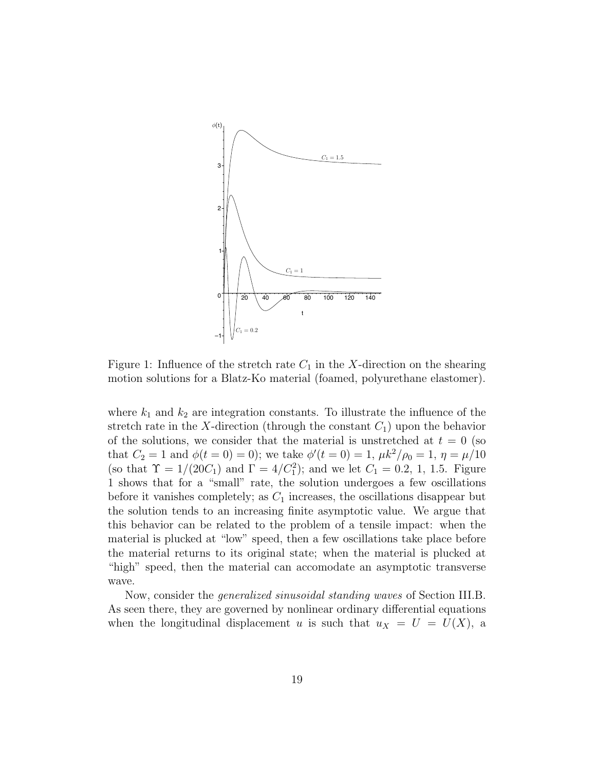Figure 1: Influence of the stretch rate $C_1$ in the $X$-direction on the shearing motion solutions for a Blatz-Ko material (foamed, polyurethane elastomer).

where $k_1$ and $k_2$ are integration constants. To illustrate the influence of the stretch rate in the $X$-direction (through the constant $C_1$) upon the behavior of the solutions, we consider that the material is unstretched at $t = 0$ (so that $C_2 = 1$ and $\phi(t = 0) = 0$); we take $\phi'(t = 0) = 1$, $\mu k^2/\rho_0 = 1$, $\eta = \mu/10$ (so that $\Upsilon = 1/(20C_1)$ and $\Gamma = 4/C_1^2$); and we let $C_1 = 0.2$, 1, 1.5. Figure 1 shows that for a "small" rate, the solution undergoes a few oscillations before it vanishes completely; as $C_1$ increases, the oscillations disappear but the solution tends to an increasing finite asymptotic value. We argue that this behavior can be related to the problem of a tensile impact: when the material is plucked at "low" speed, then a few oscillations take place before the material returns to its original state; when the material is plucked at "high" speed, then the material can accomodate an asymptotic transverse wave.

Now, consider the *generalized sinusoidal standing waves* of Section III.B. As seen there, they are governed by nonlinear ordinary differential equations when the longitudinal displacement $u$ is such that $u_X = U = U(X)$, a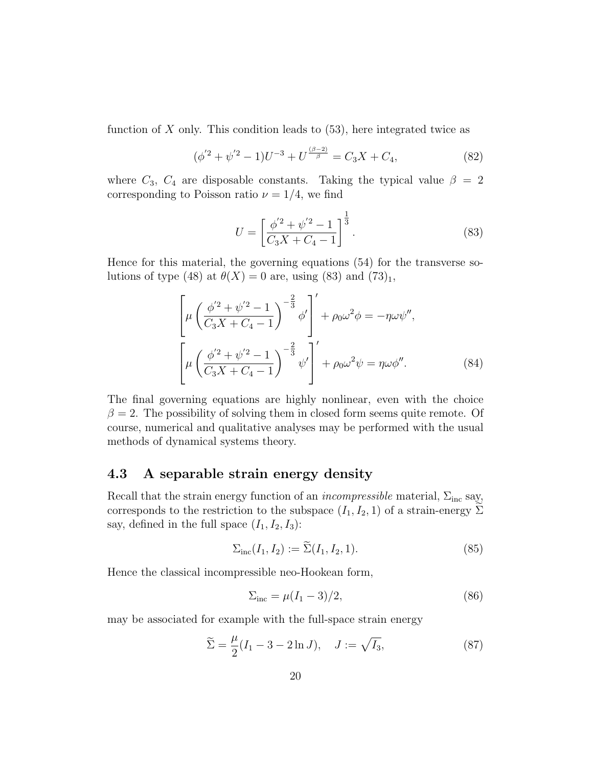function of $X$ only. This condition leads to (53), here integrated twice as

$$(\phi'^2 + \psi'^2 - 1)U^{-3} + U^{\frac{(\beta-2)}{\beta}} = C_3 X + C_4, \tag{82}$$

where $C_3$, $C_4$ are disposable constants. Taking the typical value $\beta = 2$ corresponding to Poisson ratio $\nu = 1/4$, we find

$$U = \left[\frac{\phi'^2 + \psi'^2 - 1}{C_3 X + C_4 - 1}\right]^{\frac{1}{3}}. \tag{83}$$

Hence for this material, the governing equations (54) for the transverse solutions of type (48) at $\theta(X) = 0$ are, using (83) and $(73)_1$,

$$\begin{aligned}
&\left[\mu\left(\frac{\phi'^2 + \psi'^2 - 1}{C_3 X + C_4 - 1}\right)^{-\frac{2}{3}} \phi'\right]' + \rho_0 \omega^2 \phi = -\eta\omega\psi'', \\
&\left[\mu\left(\frac{\phi'^2 + \psi'^2 - 1}{C_3 X + C_4 - 1}\right)^{-\frac{2}{3}} \psi'\right]' + \rho_0 \omega^2 \psi = \eta\omega\phi''.
\end{aligned} \tag{84}$$

The final governing equations are highly nonlinear, even with the choice $\beta = 2$. The possibility of solving them in closed form seems quite remote. Of course, numerical and qualitative analyses may be performed with the usual methods of dynamical systems theory.

## 4.3 A separable strain energy density

Recall that the strain energy function of an *incompressible* material, $\Sigma_{\text{inc}}$ say, corresponds to the restriction to the subspace $(I_1, I_2, 1)$ of a strain-energy $\widetilde{\Sigma}$ say, defined in the full space $(I_1, I_2, I_3)$:

$$\Sigma_{\text{inc}}(I_1, I_2) := \widetilde{\Sigma}(I_1, I_2, 1). \tag{85}$$

Hence the classical incompressible neo-Hookean form,

$$\Sigma_{\text{inc}} = \mu(I_1 - 3)/2, \tag{86}$$

may be associated for example with the full-space strain energy

$$\widetilde{\Sigma} = \frac{\mu}{2}(I_1 - 3 - 2\ln J), \quad J := \sqrt{I_3}, \tag{87}$$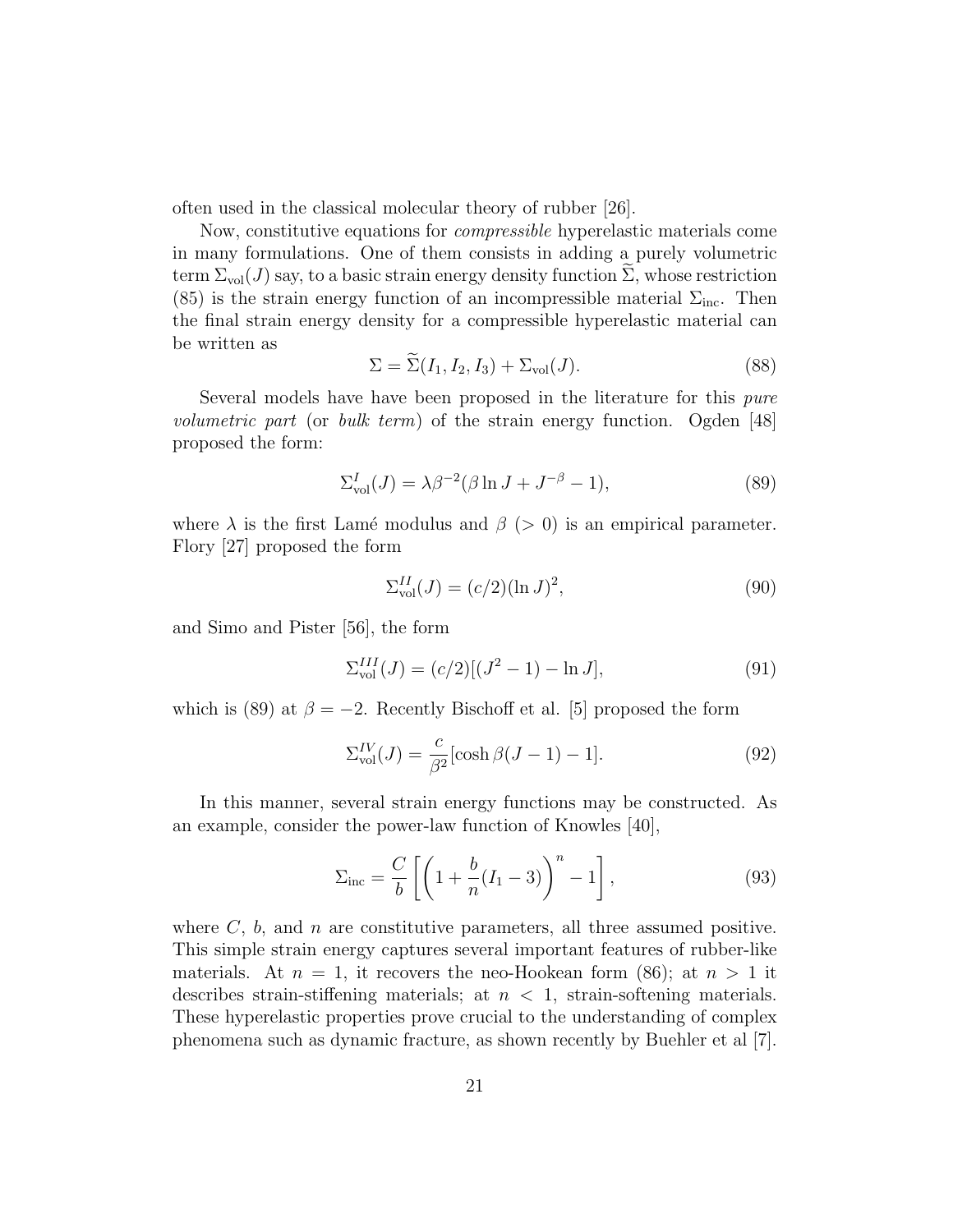often used in the classical molecular theory of rubber [26].

Now, constitutive equations for *compressible* hyperelastic materials come in many formulations. One of them consists in adding a purely volumetric term $\Sigma_{\text{vol}}(J)$ say, to a basic strain energy density function $\widetilde{\Sigma}$, whose restriction (85) is the strain energy function of an incompressible material $\Sigma_{\text{inc}}$. Then the final strain energy density for a compressible hyperelastic material can be written as

$$\Sigma = \widetilde{\Sigma}(I_1, I_2, I_3) + \Sigma_{\text{vol}}(J). \tag{88}$$

Several models have have been proposed in the literature for this *pure volumetric part* (or *bulk term*) of the strain energy function. Ogden [48] proposed the form:

$$\Sigma_{\text{vol}}^{I}(J) = \lambda \beta^{-2}(\beta \ln J + J^{-\beta} - 1), \tag{89}$$

where $\lambda$ is the first Lamé modulus and $\beta$ ($> 0$) is an empirical parameter. Flory [27] proposed the form

$$\Sigma_{\text{vol}}^{II}(J) = (c/2)(\ln J)^2, \tag{90}$$

and Simo and Pister [56], the form

$$\Sigma_{\text{vol}}^{III}(J) = (c/2)[(J^2 - 1) - \ln J], \tag{91}$$

which is (89) at $\beta = -2$. Recently Bischoff et al. [5] proposed the form

$$\Sigma_{\text{vol}}^{IV}(J) = \frac{c}{\beta^2}[\cosh \beta (J - 1) - 1]. \tag{92}$$

In this manner, several strain energy functions may be constructed. As an example, consider the power-law function of Knowles [40],

$$\Sigma_{\text{inc}} = \frac{C}{b}\left[\left(1 + \frac{b}{n}(I_1 - 3)\right)^n - 1\right], \tag{93}$$

where $C$, $b$, and $n$ are constitutive parameters, all three assumed positive. This simple strain energy captures several important features of rubber-like materials. At $n = 1$, it recovers the neo-Hookean form (86); at $n > 1$ it describes strain-stiffening materials; at $n < 1$, strain-softening materials. These hyperelastic properties prove crucial to the understanding of complex phenomena such as dynamic fracture, as shown recently by Buehler et al [7].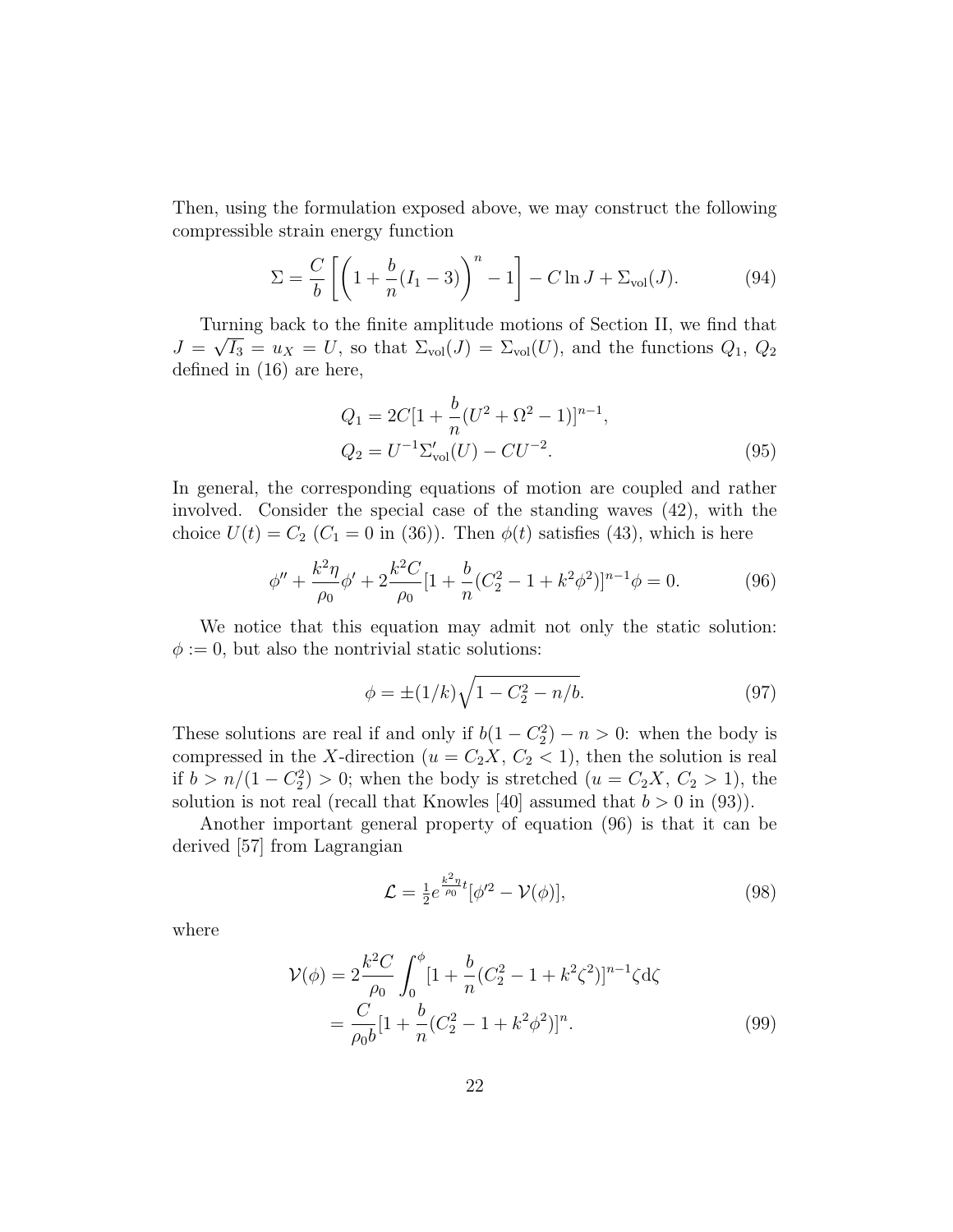Then, using the formulation exposed above, we may construct the following compressible strain energy function

$$\Sigma = \frac{C}{b}\left[\left(1+\frac{b}{n}(I_1-3)\right)^n - 1\right] - C\ln J + \Sigma_{\rm vol}(J). \tag{94}$$

Turning back to the finite amplitude motions of Section II, we find that $J = \sqrt{I_3} = u_X = U$, so that $\Sigma_{\rm vol}(J) = \Sigma_{\rm vol}(U)$, and the functions $Q_1$, $Q_2$ defined in (16) are here,

$$\begin{aligned} Q_1 &= 2C[1+\frac{b}{n}(U^2+\Omega^2-1)]^{n-1}, \\ Q_2 &= U^{-1}\Sigma'_{\rm vol}(U) - CU^{-2}. \end{aligned} \tag{95}$$

In general, the corresponding equations of motion are coupled and rather involved. Consider the special case of the standing waves (42), with the choice $U(t) = C_2$ ($C_1 = 0$ in (36)). Then $\phi(t)$ satisfies (43), which is here

$$\phi'' + \frac{k^2\eta}{\rho_0}\phi' + 2\frac{k^2 C}{\rho_0}[1+\frac{b}{n}(C_2^2 - 1 + k^2\phi^2)]^{n-1}\phi = 0. \tag{96}$$

We notice that this equation may admit not only the static solution: $\phi := 0$, but also the nontrivial static solutions:

$$\phi = \pm(1/k)\sqrt{1 - C_2^2 - n/b}. \tag{97}$$

These solutions are real if and only if $b(1-C_2^2) - n > 0$: when the body is compressed in the $X$-direction ($u = C_2 X$, $C_2 < 1$), then the solution is real if $b > n/(1-C_2^2) > 0$; when the body is stretched ($u = C_2 X$, $C_2 > 1$), the solution is not real (recall that Knowles [40] assumed that $b > 0$ in (93)).

Another important general property of equation (96) is that it can be derived [57] from Lagrangian

$$\mathcal{L} = \tfrac{1}{2}e^{\frac{k^2\eta}{\rho_0}t}[\phi'^2 - \mathcal{V}(\phi)], \tag{98}$$

where

$$\begin{aligned} \mathcal{V}(\phi) &= 2\frac{k^2 C}{\rho_0}\int_0^\phi [1+\frac{b}{n}(C_2^2-1+k^2\zeta^2)]^{n-1}\zeta {\rm d}\zeta \\ &= \frac{C}{\rho_0 b}[1+\frac{b}{n}(C_2^2-1+k^2\phi^2)]^n. \end{aligned} \tag{99}$$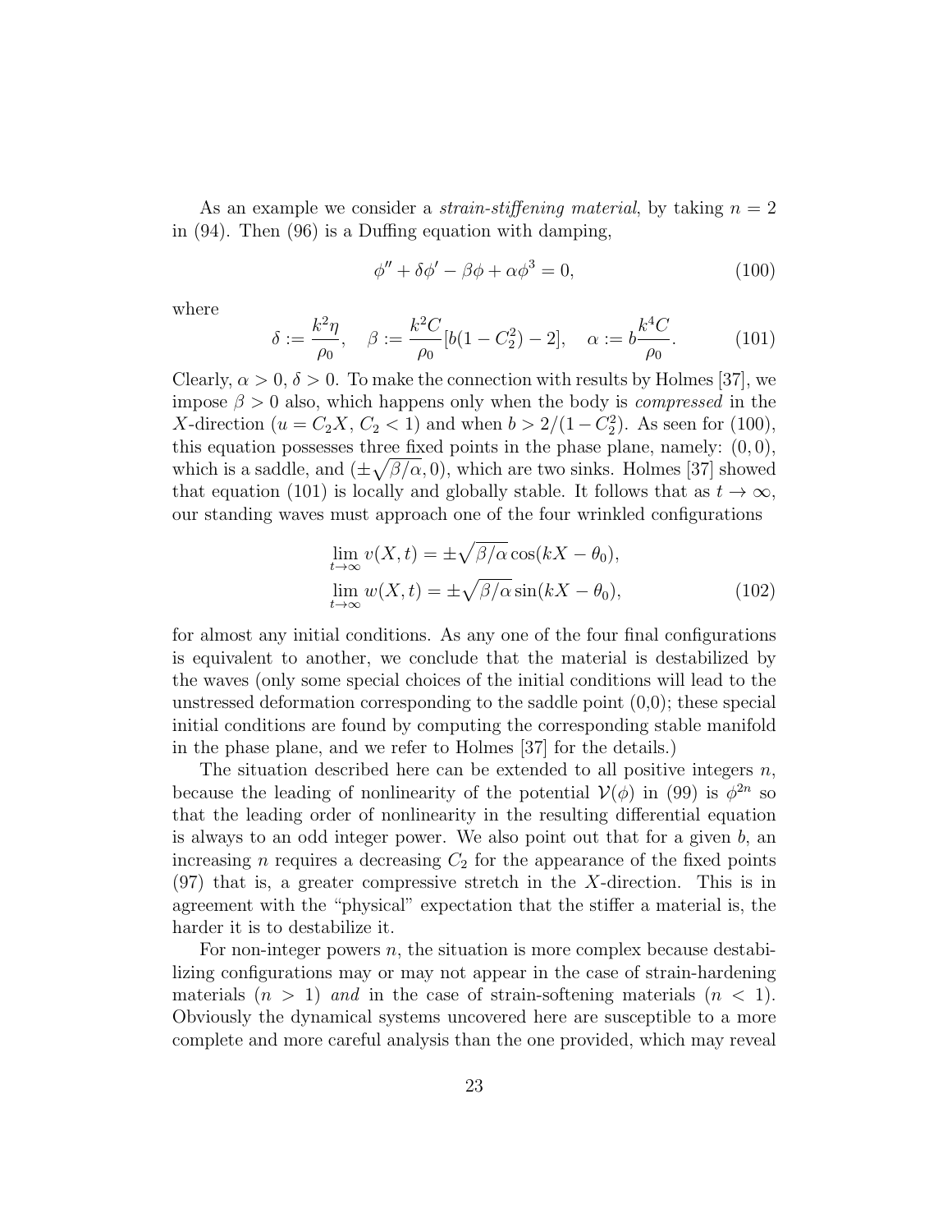As an example we consider a *strain-stiffening material*, by taking $n = 2$ in (94). Then (96) is a Duffing equation with damping,

$$\phi'' + \delta\phi' - \beta\phi + \alpha\phi^3 = 0, \tag{100}$$

where

$$\delta := \frac{k^2\eta}{\rho_0}, \quad \beta := \frac{k^2 C}{\rho_0}[b(1 - C_2^2) - 2], \quad \alpha := b\frac{k^4 C}{\rho_0}. \tag{101}$$

Clearly, $\alpha > 0$, $\delta > 0$. To make the connection with results by Holmes [37], we impose $\beta > 0$ also, which happens only when the body is *compressed* in the $X$-direction ($u = C_2 X$, $C_2 < 1$) and when $b > 2/(1 - C_2^2)$. As seen for (100), this equation possesses three fixed points in the phase plane, namely: $(0, 0)$, which is a saddle, and $(\pm\sqrt{\beta/\alpha}, 0)$, which are two sinks. Holmes [37] showed that equation (101) is locally and globally stable. It follows that as $t \to \infty$, our standing waves must approach one of the four wrinkled configurations

$$\begin{aligned} \lim_{t\to\infty} v(X, t) &= \pm\sqrt{\beta/\alpha}\cos(kX - \theta_0), \\ \lim_{t\to\infty} w(X, t) &= \pm\sqrt{\beta/\alpha}\sin(kX - \theta_0), \end{aligned} \tag{102}$$

for almost any initial conditions. As any one of the four final configurations is equivalent to another, we conclude that the material is destabilized by the waves (only some special choices of the initial conditions will lead to the unstressed deformation corresponding to the saddle point (0,0); these special initial conditions are found by computing the corresponding stable manifold in the phase plane, and we refer to Holmes [37] for the details.)

The situation described here can be extended to all positive integers $n$, because the leading of nonlinearity of the potential $\mathcal{V}(\phi)$ in (99) is $\phi^{2n}$ so that the leading order of nonlinearity in the resulting differential equation is always to an odd integer power. We also point out that for a given $b$, an increasing $n$ requires a decreasing $C_2$ for the appearance of the fixed points (97) that is, a greater compressive stretch in the $X$-direction. This is in agreement with the "physical" expectation that the stiffer a material is, the harder it is to destabilize it.

For non-integer powers $n$, the situation is more complex because destabilizing configurations may or may not appear in the case of strain-hardening materials ($n > 1$) *and* in the case of strain-softening materials ($n < 1$). Obviously the dynamical systems uncovered here are susceptible to a more complete and more careful analysis than the one provided, which may reveal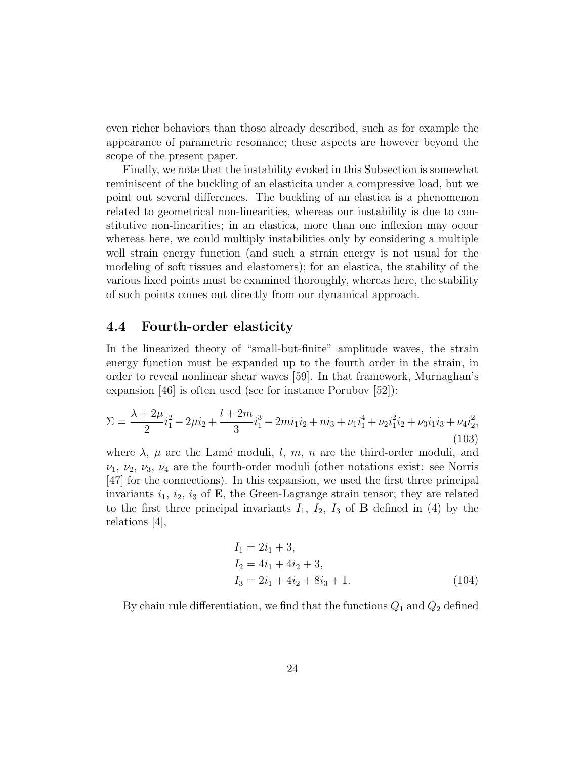even richer behaviors than those already described, such as for example the appearance of parametric resonance; these aspects are however beyond the scope of the present paper.

Finally, we note that the instability evoked in this Subsection is somewhat reminiscent of the buckling of an elasticita under a compressive load, but we point out several differences. The buckling of an elastica is a phenomenon related to geometrical non-linearities, whereas our instability is due to constitutive non-linearities; in an elastica, more than one inflexion may occur whereas here, we could multiply instabilities only by considering a multiple well strain energy function (and such a strain energy is not usual for the modeling of soft tissues and elastomers); for an elastica, the stability of the various fixed points must be examined thoroughly, whereas here, the stability of such points comes out directly from our dynamical approach.

## 4.4 Fourth-order elasticity

In the linearized theory of "small-but-finite" amplitude waves, the strain energy function must be expanded up to the fourth order in the strain, in order to reveal nonlinear shear waves [59]. In that framework, Murnaghan's expansion [46] is often used (see for instance Porubov [52]):

$$\Sigma = \frac{\lambda + 2\mu}{2} i_1^2 - 2\mu i_2 + \frac{l + 2m}{3} i_1^3 - 2m i_1 i_2 + n i_3 + \nu_1 i_1^4 + \nu_2 i_1^2 i_2 + \nu_3 i_1 i_3 + \nu_4 i_2^2, \tag{103}$$

where $\lambda$, $\mu$ are the Lamé moduli, $l$, $m$, $n$ are the third-order moduli, and $\nu_1$, $\nu_2$, $\nu_3$, $\nu_4$ are the fourth-order moduli (other notations exist: see Norris [47] for the connections). In this expansion, we used the first three principal invariants $i_1$, $i_2$, $i_3$ of $\mathbf{E}$, the Green-Lagrange strain tensor; they are related to the first three principal invariants $I_1$, $I_2$, $I_3$ of $\mathbf{B}$ defined in (4) by the relations [4],

$$\begin{aligned} I_1 &= 2i_1 + 3, \\ I_2 &= 4i_1 + 4i_2 + 3, \\ I_3 &= 2i_1 + 4i_2 + 8i_3 + 1. \end{aligned} \tag{104}$$

By chain rule differentiation, we find that the functions $Q_1$ and $Q_2$ defined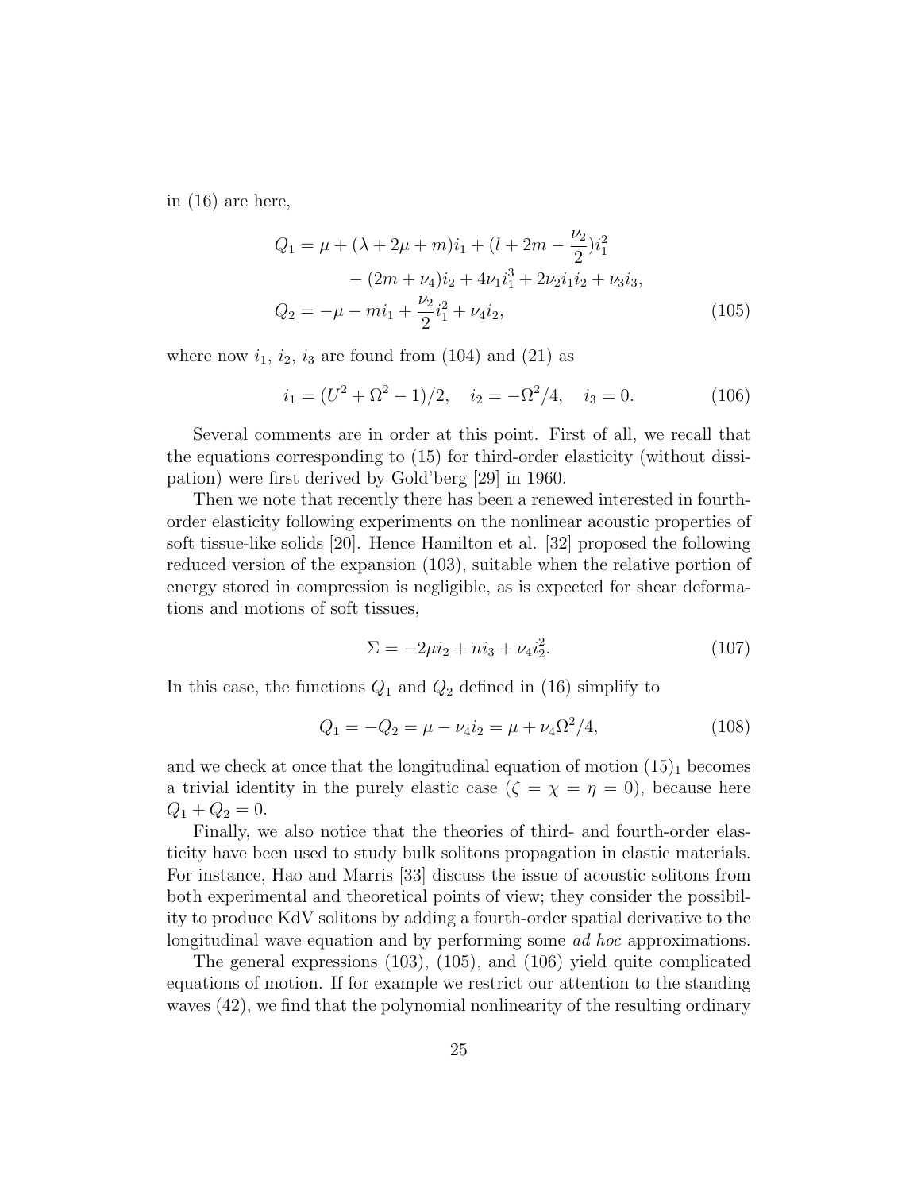in (16) are here,

$$
\begin{aligned}
Q_1 &= \mu + (\lambda + 2\mu + m)i_1 + (l + 2m - \frac{\nu_2}{2})i_1^2 \\
&\qquad - (2m + \nu_4)i_2 + 4\nu_1 i_1^3 + 2\nu_2 i_1 i_2 + \nu_3 i_3, \\
Q_2 &= -\mu - m i_1 + \frac{\nu_2}{2} i_1^2 + \nu_4 i_2,
\end{aligned}
\tag{105}
$$

where now $i_1$, $i_2$, $i_3$ are found from (104) and (21) as

$$
i_1 = (U^2 + \Omega^2 - 1)/2, \quad i_2 = -\Omega^2/4, \quad i_3 = 0. \tag{106}
$$

Several comments are in order at this point. First of all, we recall that the equations corresponding to (15) for third-order elasticity (without dissipation) were first derived by Gold'berg [29] in 1960.

Then we note that recently there has been a renewed interested in fourth-order elasticity following experiments on the nonlinear acoustic properties of soft tissue-like solids [20]. Hence Hamilton et al. [32] proposed the following reduced version of the expansion (103), suitable when the relative portion of energy stored in compression is negligible, as is expected for shear deformations and motions of soft tissues,

$$
\Sigma = -2\mu i_2 + n i_3 + \nu_4 i_2^2. \tag{107}
$$

In this case, the functions $Q_1$ and $Q_2$ defined in (16) simplify to

$$
Q_1 = -Q_2 = \mu - \nu_4 i_2 = \mu + \nu_4 \Omega^2/4, \tag{108}
$$

and we check at once that the longitudinal equation of motion $(15)_1$ becomes a trivial identity in the purely elastic case ($\zeta = \chi = \eta = 0$), because here $Q_1 + Q_2 = 0$.

Finally, we also notice that the theories of third- and fourth-order elasticity have been used to study bulk solitons propagation in elastic materials. For instance, Hao and Marris [33] discuss the issue of acoustic solitons from both experimental and theoretical points of view; they consider the possibility to produce KdV solitons by adding a fourth-order spatial derivative to the longitudinal wave equation and by performing some *ad hoc* approximations.

The general expressions (103), (105), and (106) yield quite complicated equations of motion. If for example we restrict our attention to the standing waves (42), we find that the polynomial nonlinearity of the resulting ordinary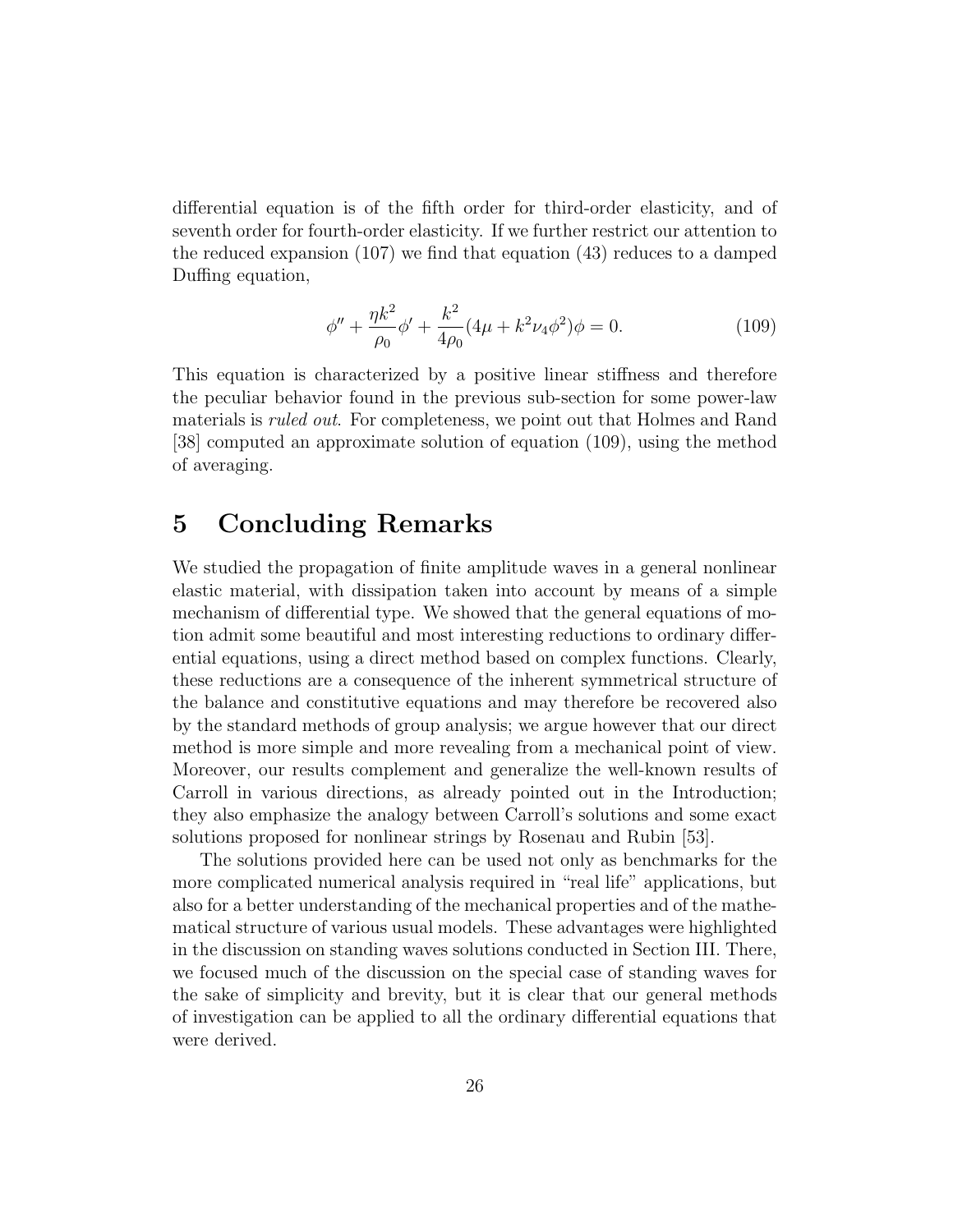differential equation is of the fifth order for third-order elasticity, and of seventh order for fourth-order elasticity. If we further restrict our attention to the reduced expansion (107) we find that equation (43) reduces to a damped Duffing equation,

$$\phi'' + \frac{\eta k^2}{\rho_0}\phi' + \frac{k^2}{4\rho_0}(4\mu + k^2\nu_4\phi^2)\phi = 0. \tag{109}$$

This equation is characterized by a positive linear stiffness and therefore the peculiar behavior found in the previous sub-section for some power-law materials is *ruled out*. For completeness, we point out that Holmes and Rand [38] computed an approximate solution of equation (109), using the method of averaging.

# 5 Concluding Remarks

We studied the propagation of finite amplitude waves in a general nonlinear elastic material, with dissipation taken into account by means of a simple mechanism of differential type. We showed that the general equations of motion admit some beautiful and most interesting reductions to ordinary differential equations, using a direct method based on complex functions. Clearly, these reductions are a consequence of the inherent symmetrical structure of the balance and constitutive equations and may therefore be recovered also by the standard methods of group analysis; we argue however that our direct method is more simple and more revealing from a mechanical point of view. Moreover, our results complement and generalize the well-known results of Carroll in various directions, as already pointed out in the Introduction; they also emphasize the analogy between Carroll's solutions and some exact solutions proposed for nonlinear strings by Rosenau and Rubin [53].

The solutions provided here can be used not only as benchmarks for the more complicated numerical analysis required in "real life" applications, but also for a better understanding of the mechanical properties and of the mathematical structure of various usual models. These advantages were highlighted in the discussion on standing waves solutions conducted in Section III. There, we focused much of the discussion on the special case of standing waves for the sake of simplicity and brevity, but it is clear that our general methods of investigation can be applied to all the ordinary differential equations that were derived.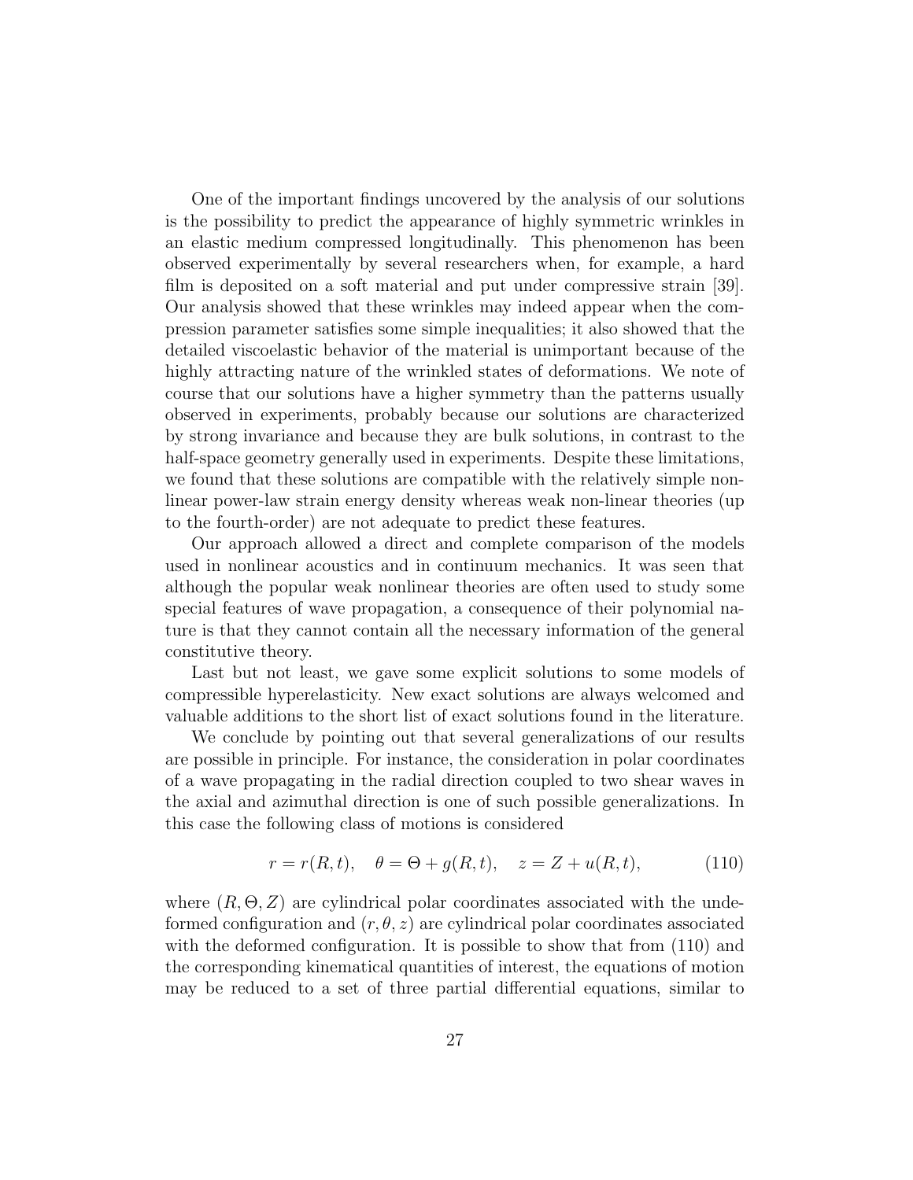One of the important findings uncovered by the analysis of our solutions is the possibility to predict the appearance of highly symmetric wrinkles in an elastic medium compressed longitudinally. This phenomenon has been observed experimentally by several researchers when, for example, a hard film is deposited on a soft material and put under compressive strain [39]. Our analysis showed that these wrinkles may indeed appear when the compression parameter satisfies some simple inequalities; it also showed that the detailed viscoelastic behavior of the material is unimportant because of the highly attracting nature of the wrinkled states of deformations. We note of course that our solutions have a higher symmetry than the patterns usually observed in experiments, probably because our solutions are characterized by strong invariance and because they are bulk solutions, in contrast to the half-space geometry generally used in experiments. Despite these limitations, we found that these solutions are compatible with the relatively simple nonlinear power-law strain energy density whereas weak non-linear theories (up to the fourth-order) are not adequate to predict these features.

Our approach allowed a direct and complete comparison of the models used in nonlinear acoustics and in continuum mechanics. It was seen that although the popular weak nonlinear theories are often used to study some special features of wave propagation, a consequence of their polynomial nature is that they cannot contain all the necessary information of the general constitutive theory.

Last but not least, we gave some explicit solutions to some models of compressible hyperelasticity. New exact solutions are always welcomed and valuable additions to the short list of exact solutions found in the literature.

We conclude by pointing out that several generalizations of our results are possible in principle. For instance, the consideration in polar coordinates of a wave propagating in the radial direction coupled to two shear waves in the axial and azimuthal direction is one of such possible generalizations. In this case the following class of motions is considered

$$r = r(R,t), \quad \theta = \Theta + g(R,t), \quad z = Z + u(R,t), \tag{110}$$

where $(R, \Theta, Z)$ are cylindrical polar coordinates associated with the undeformed configuration and $(r, \theta, z)$ are cylindrical polar coordinates associated with the deformed configuration. It is possible to show that from (110) and the corresponding kinematical quantities of interest, the equations of motion may be reduced to a set of three partial differential equations, similar to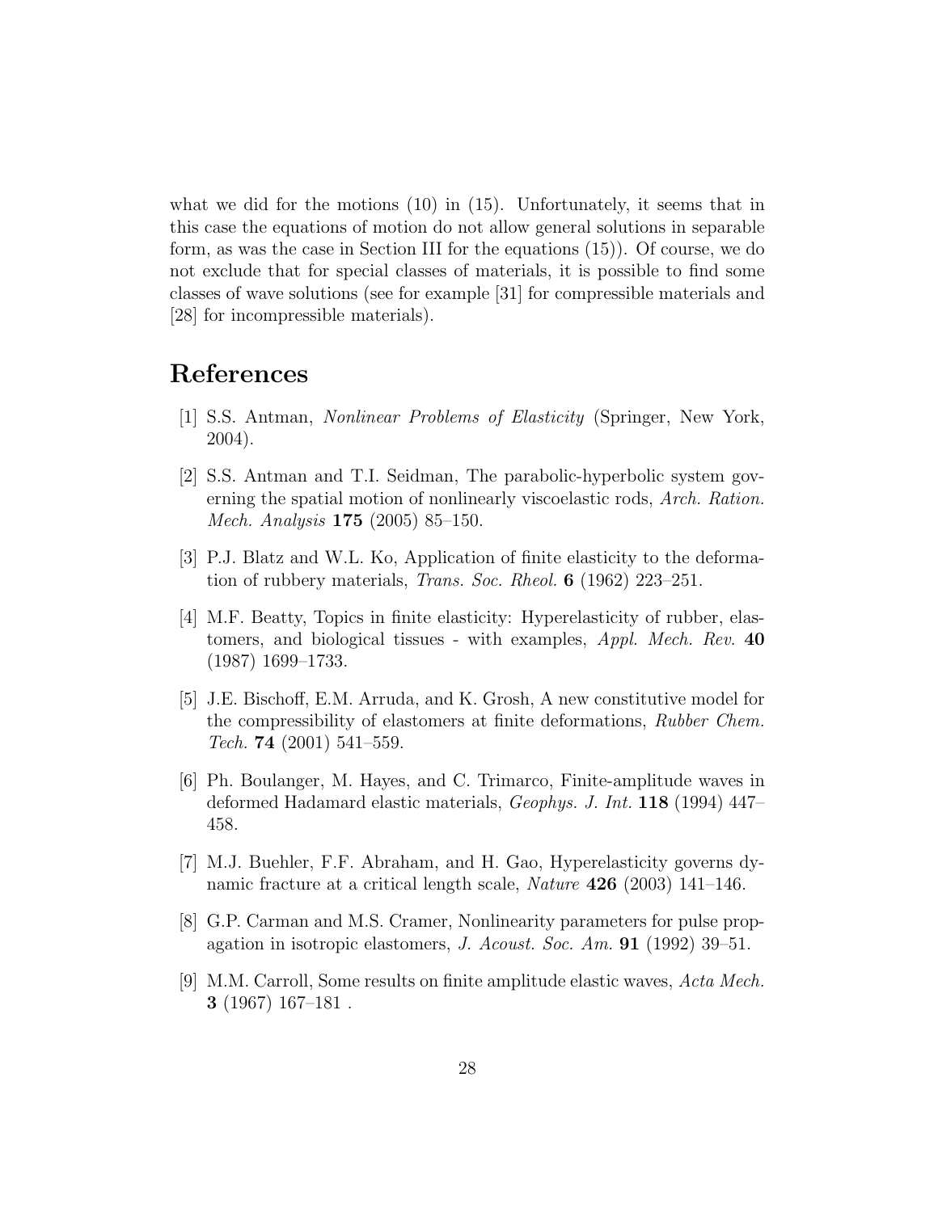what we did for the motions (10) in (15). Unfortunately, it seems that in this case the equations of motion do not allow general solutions in separable form, as was the case in Section III for the equations (15)). Of course, we do not exclude that for special classes of materials, it is possible to find some classes of wave solutions (see for example [31] for compressible materials and [28] for incompressible materials).

# References

[1] S.S. Antman, *Nonlinear Problems of Elasticity* (Springer, New York, 2004).

[2] S.S. Antman and T.I. Seidman, The parabolic-hyperbolic system governing the spatial motion of nonlinearly viscoelastic rods, *Arch. Ration. Mech. Analysis* **175** (2005) 85–150.

[3] P.J. Blatz and W.L. Ko, Application of finite elasticity to the deformation of rubbery materials, *Trans. Soc. Rheol.* **6** (1962) 223–251.

[4] M.F. Beatty, Topics in finite elasticity: Hyperelasticity of rubber, elastomers, and biological tissues - with examples, *Appl. Mech. Rev.* **40** (1987) 1699–1733.

[5] J.E. Bischoff, E.M. Arruda, and K. Grosh, A new constitutive model for the compressibility of elastomers at finite deformations, *Rubber Chem. Tech.* **74** (2001) 541–559.

[6] Ph. Boulanger, M. Hayes, and C. Trimarco, Finite-amplitude waves in deformed Hadamard elastic materials, *Geophys. J. Int.* **118** (1994) 447–458.

[7] M.J. Buehler, F.F. Abraham, and H. Gao, Hyperelasticity governs dynamic fracture at a critical length scale, *Nature* **426** (2003) 141–146.

[8] G.P. Carman and M.S. Cramer, Nonlinearity parameters for pulse propagation in isotropic elastomers, *J. Acoust. Soc. Am.* **91** (1992) 39–51.

[9] M.M. Carroll, Some results on finite amplitude elastic waves, *Acta Mech.* **3** (1967) 167–181 .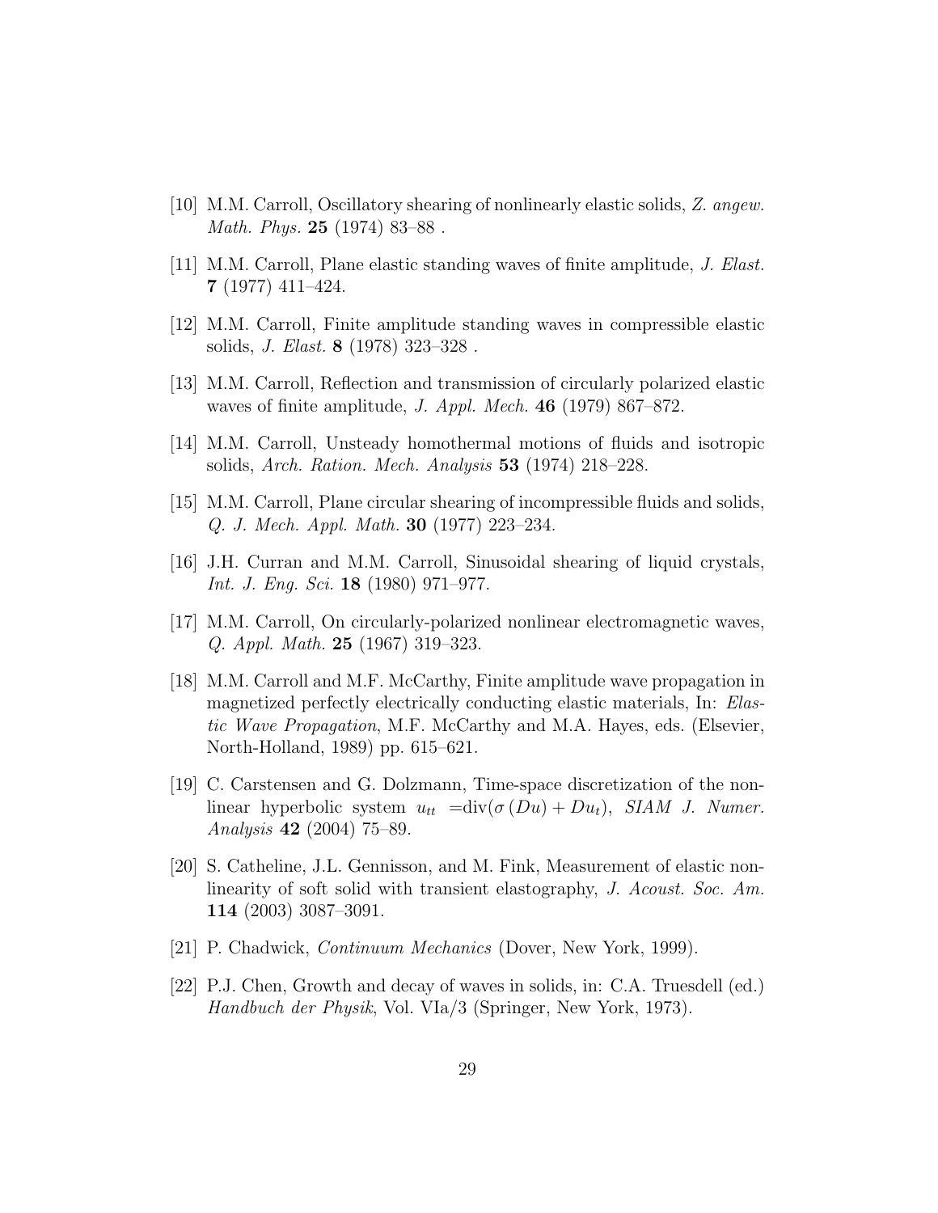[10] M.M. Carroll, Oscillatory shearing of nonlinearly elastic solids, *Z. angew. Math. Phys.* **25** (1974) 83–88 .

[11] M.M. Carroll, Plane elastic standing waves of finite amplitude, *J. Elast.* **7** (1977) 411–424.

[12] M.M. Carroll, Finite amplitude standing waves in compressible elastic solids, *J. Elast.* **8** (1978) 323–328 .

[13] M.M. Carroll, Reflection and transmission of circularly polarized elastic waves of finite amplitude, *J. Appl. Mech.* **46** (1979) 867–872.

[14] M.M. Carroll, Unsteady homothermal motions of fluids and isotropic solids, *Arch. Ration. Mech. Analysis* **53** (1974) 218–228.

[15] M.M. Carroll, Plane circular shearing of incompressible fluids and solids, *Q. J. Mech. Appl. Math.* **30** (1977) 223–234.

[16] J.H. Curran and M.M. Carroll, Sinusoidal shearing of liquid crystals, *Int. J. Eng. Sci.* **18** (1980) 971–977.

[17] M.M. Carroll, On circularly-polarized nonlinear electromagnetic waves, *Q. Appl. Math.* **25** (1967) 319–323.

[18] M.M. Carroll and M.F. McCarthy, Finite amplitude wave propagation in magnetized perfectly electrically conducting elastic materials, In: *Elastic Wave Propagation*, M.F. McCarthy and M.A. Hayes, eds. (Elsevier, North-Holland, 1989) pp. 615–621.

[19] C. Carstensen and G. Dolzmann, Time-space discretization of the nonlinear hyperbolic system $u_{tt} = \text{div}(\sigma(Du) + Du_t)$, *SIAM J. Numer. Analysis* **42** (2004) 75–89.

[20] S. Catheline, J.L. Gennisson, and M. Fink, Measurement of elastic nonlinearity of soft solid with transient elastography, *J. Acoust. Soc. Am.* **114** (2003) 3087–3091.

[21] P. Chadwick, *Continuum Mechanics* (Dover, New York, 1999).

[22] P.J. Chen, Growth and decay of waves in solids, in: C.A. Truesdell (ed.) *Handbuch der Physik*, Vol. VIa/3 (Springer, New York, 1973).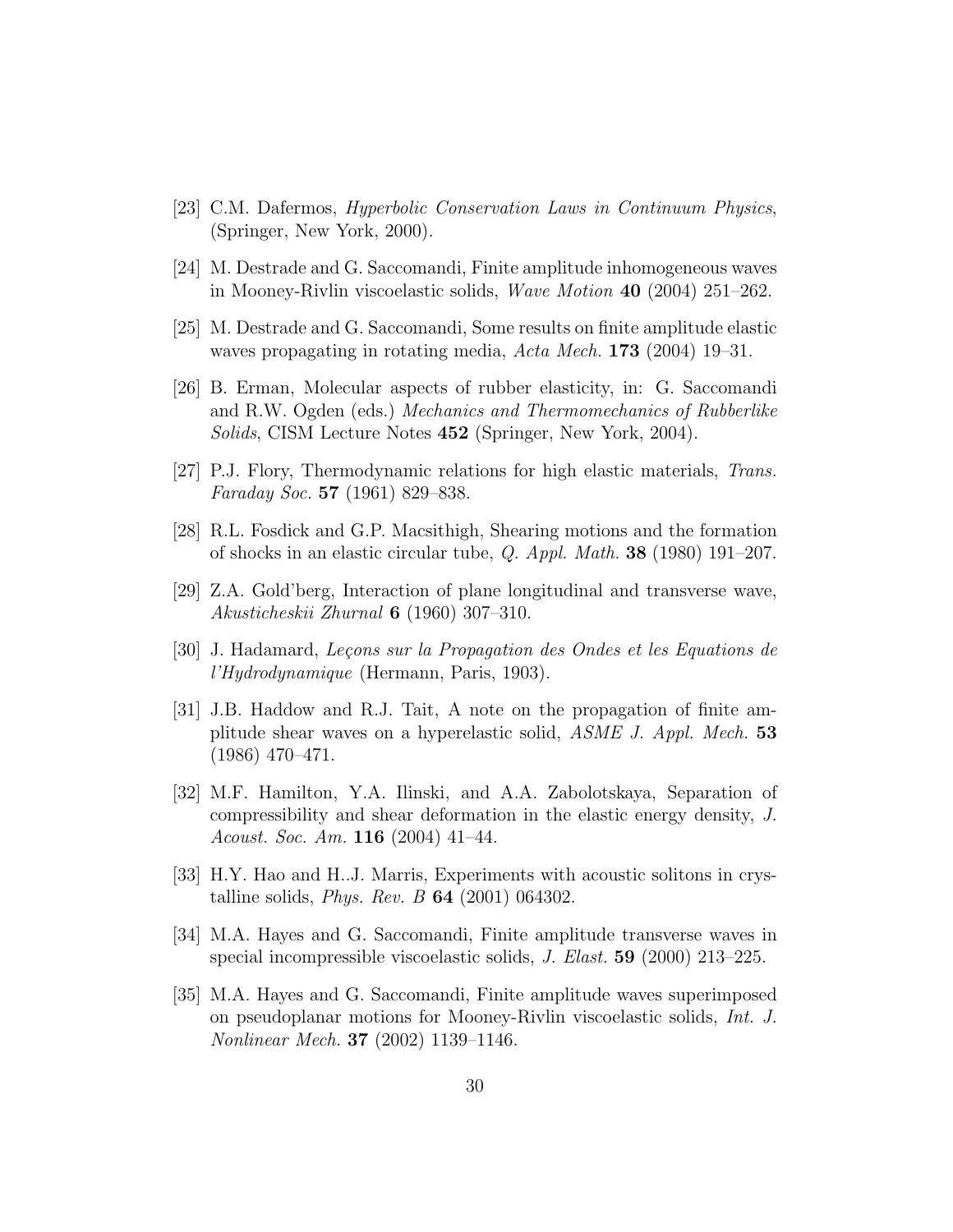[23] C.M. Dafermos, *Hyperbolic Conservation Laws in Continuum Physics*, (Springer, New York, 2000).

[24] M. Destrade and G. Saccomandi, Finite amplitude inhomogeneous waves in Mooney-Rivlin viscoelastic solids, *Wave Motion* **40** (2004) 251–262.

[25] M. Destrade and G. Saccomandi, Some results on finite amplitude elastic waves propagating in rotating media, *Acta Mech.* **173** (2004) 19–31.

[26] B. Erman, Molecular aspects of rubber elasticity, in: G. Saccomandi and R.W. Ogden (eds.) *Mechanics and Thermomechanics of Rubberlike Solids*, CISM Lecture Notes **452** (Springer, New York, 2004).

[27] P.J. Flory, Thermodynamic relations for high elastic materials, *Trans. Faraday Soc.* **57** (1961) 829–838.

[28] R.L. Fosdick and G.P. Macsithigh, Shearing motions and the formation of shocks in an elastic circular tube, *Q. Appl. Math.* **38** (1980) 191–207.

[29] Z.A. Gold'berg, Interaction of plane longitudinal and transverse wave, *Akusticheskii Zhurnal* **6** (1960) 307–310.

[30] J. Hadamard, *Leçons sur la Propagation des Ondes et les Equations de l'Hydrodynamique* (Hermann, Paris, 1903).

[31] J.B. Haddow and R.J. Tait, A note on the propagation of finite amplitude shear waves on a hyperelastic solid, *ASME J. Appl. Mech.* **53** (1986) 470–471.

[32] M.F. Hamilton, Y.A. Ilinski, and A.A. Zabolotskaya, Separation of compressibility and shear deformation in the elastic energy density, *J. Acoust. Soc. Am.* **116** (2004) 41–44.

[33] H.Y. Hao and H..J. Marris, Experiments with acoustic solitons in crystalline solids, *Phys. Rev. B* **64** (2001) 064302.

[34] M.A. Hayes and G. Saccomandi, Finite amplitude transverse waves in special incompressible viscoelastic solids, *J. Elast.* **59** (2000) 213–225.

[35] M.A. Hayes and G. Saccomandi, Finite amplitude waves superimposed on pseudoplanar motions for Mooney-Rivlin viscoelastic solids, *Int. J. Nonlinear Mech.* **37** (2002) 1139–1146.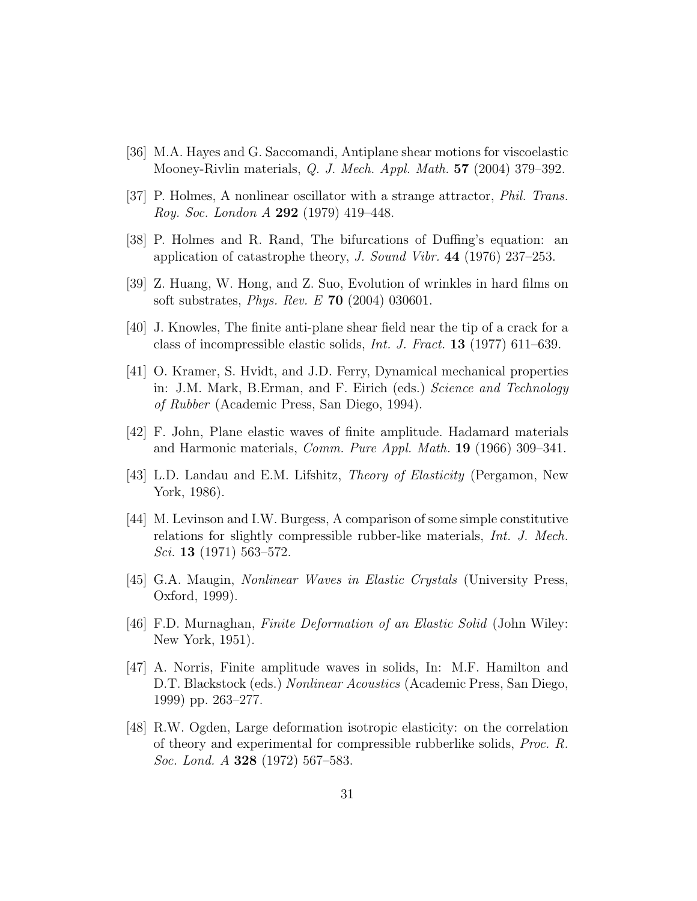[36] M.A. Hayes and G. Saccomandi, Antiplane shear motions for viscoelastic Mooney-Rivlin materials, *Q. J. Mech. Appl. Math.* **57** (2004) 379–392.

[37] P. Holmes, A nonlinear oscillator with a strange attractor, *Phil. Trans. Roy. Soc. London A* **292** (1979) 419–448.

[38] P. Holmes and R. Rand, The bifurcations of Duffing's equation: an application of catastrophe theory, *J. Sound Vibr.* **44** (1976) 237–253.

[39] Z. Huang, W. Hong, and Z. Suo, Evolution of wrinkles in hard films on soft substrates, *Phys. Rev. E* **70** (2004) 030601.

[40] J. Knowles, The finite anti-plane shear field near the tip of a crack for a class of incompressible elastic solids, *Int. J. Fract.* **13** (1977) 611–639.

[41] O. Kramer, S. Hvidt, and J.D. Ferry, Dynamical mechanical properties in: J.M. Mark, B.Erman, and F. Eirich (eds.) *Science and Technology of Rubber* (Academic Press, San Diego, 1994).

[42] F. John, Plane elastic waves of finite amplitude. Hadamard materials and Harmonic materials, *Comm. Pure Appl. Math.* **19** (1966) 309–341.

[43] L.D. Landau and E.M. Lifshitz, *Theory of Elasticity* (Pergamon, New York, 1986).

[44] M. Levinson and I.W. Burgess, A comparison of some simple constitutive relations for slightly compressible rubber-like materials, *Int. J. Mech. Sci.* **13** (1971) 563–572.

[45] G.A. Maugin, *Nonlinear Waves in Elastic Crystals* (University Press, Oxford, 1999).

[46] F.D. Murnaghan, *Finite Deformation of an Elastic Solid* (John Wiley: New York, 1951).

[47] A. Norris, Finite amplitude waves in solids, In: M.F. Hamilton and D.T. Blackstock (eds.) *Nonlinear Acoustics* (Academic Press, San Diego, 1999) pp. 263–277.

[48] R.W. Ogden, Large deformation isotropic elasticity: on the correlation of theory and experimental for compressible rubberlike solids, *Proc. R. Soc. Lond. A* **328** (1972) 567–583.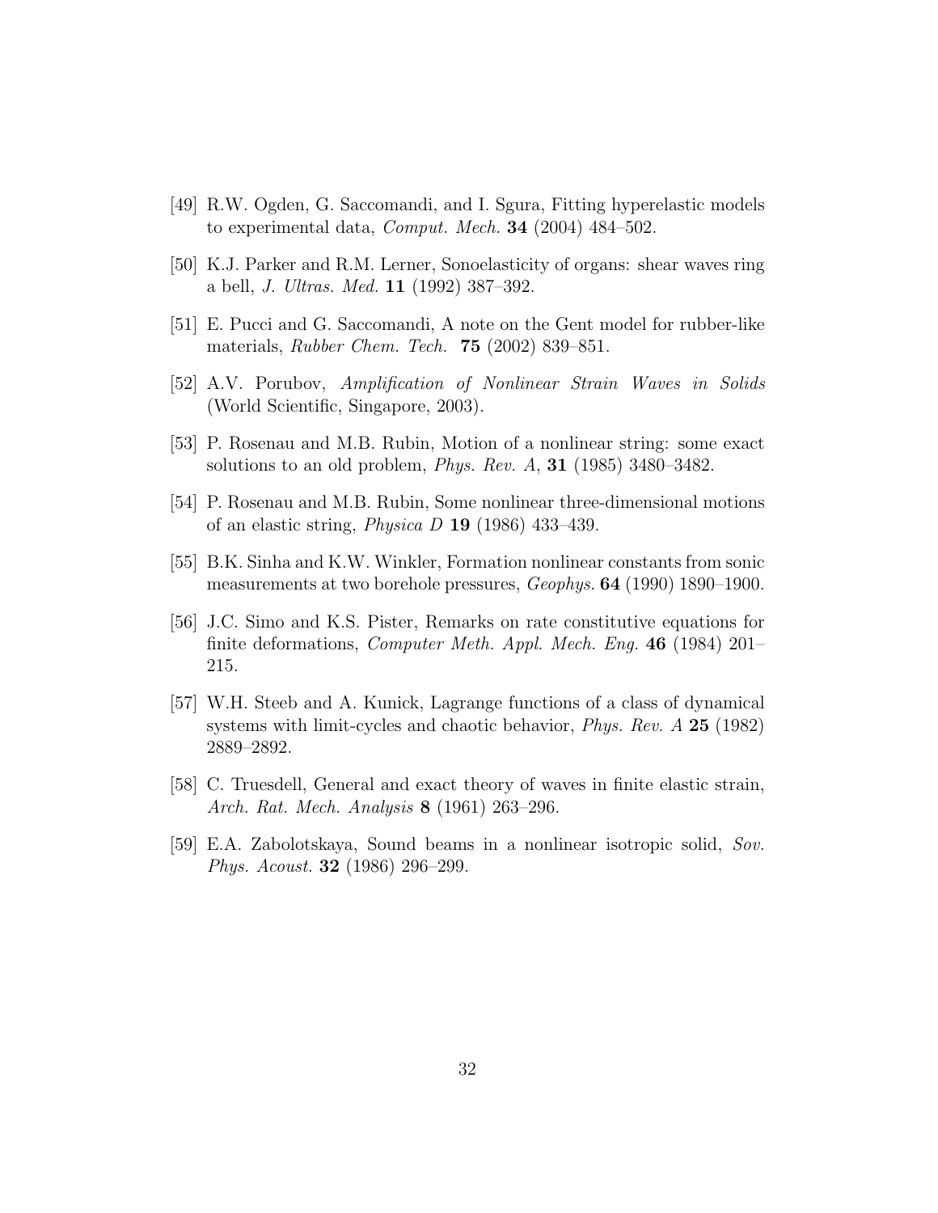[49] R.W. Ogden, G. Saccomandi, and I. Sgura, Fitting hyperelastic models to experimental data, *Comput. Mech.* **34** (2004) 484–502.

[50] K.J. Parker and R.M. Lerner, Sonoelasticity of organs: shear waves ring a bell, *J. Ultras. Med.* **11** (1992) 387–392.

[51] E. Pucci and G. Saccomandi, A note on the Gent model for rubber-like materials, *Rubber Chem. Tech.* **75** (2002) 839–851.

[52] A.V. Porubov, *Amplification of Nonlinear Strain Waves in Solids* (World Scientific, Singapore, 2003).

[53] P. Rosenau and M.B. Rubin, Motion of a nonlinear string: some exact solutions to an old problem, *Phys. Rev. A*, **31** (1985) 3480–3482.

[54] P. Rosenau and M.B. Rubin, Some nonlinear three-dimensional motions of an elastic string, *Physica D* **19** (1986) 433–439.

[55] B.K. Sinha and K.W. Winkler, Formation nonlinear constants from sonic measurements at two borehole pressures, *Geophys.* **64** (1990) 1890–1900.

[56] J.C. Simo and K.S. Pister, Remarks on rate constitutive equations for finite deformations, *Computer Meth. Appl. Mech. Eng.* **46** (1984) 201–215.

[57] W.H. Steeb and A. Kunick, Lagrange functions of a class of dynamical systems with limit-cycles and chaotic behavior, *Phys. Rev. A* **25** (1982) 2889–2892.

[58] C. Truesdell, General and exact theory of waves in finite elastic strain, *Arch. Rat. Mech. Analysis* **8** (1961) 263–296.

[59] E.A. Zabolotskaya, Sound beams in a nonlinear isotropic solid, *Sov. Phys. Acoust.* **32** (1986) 296–299.